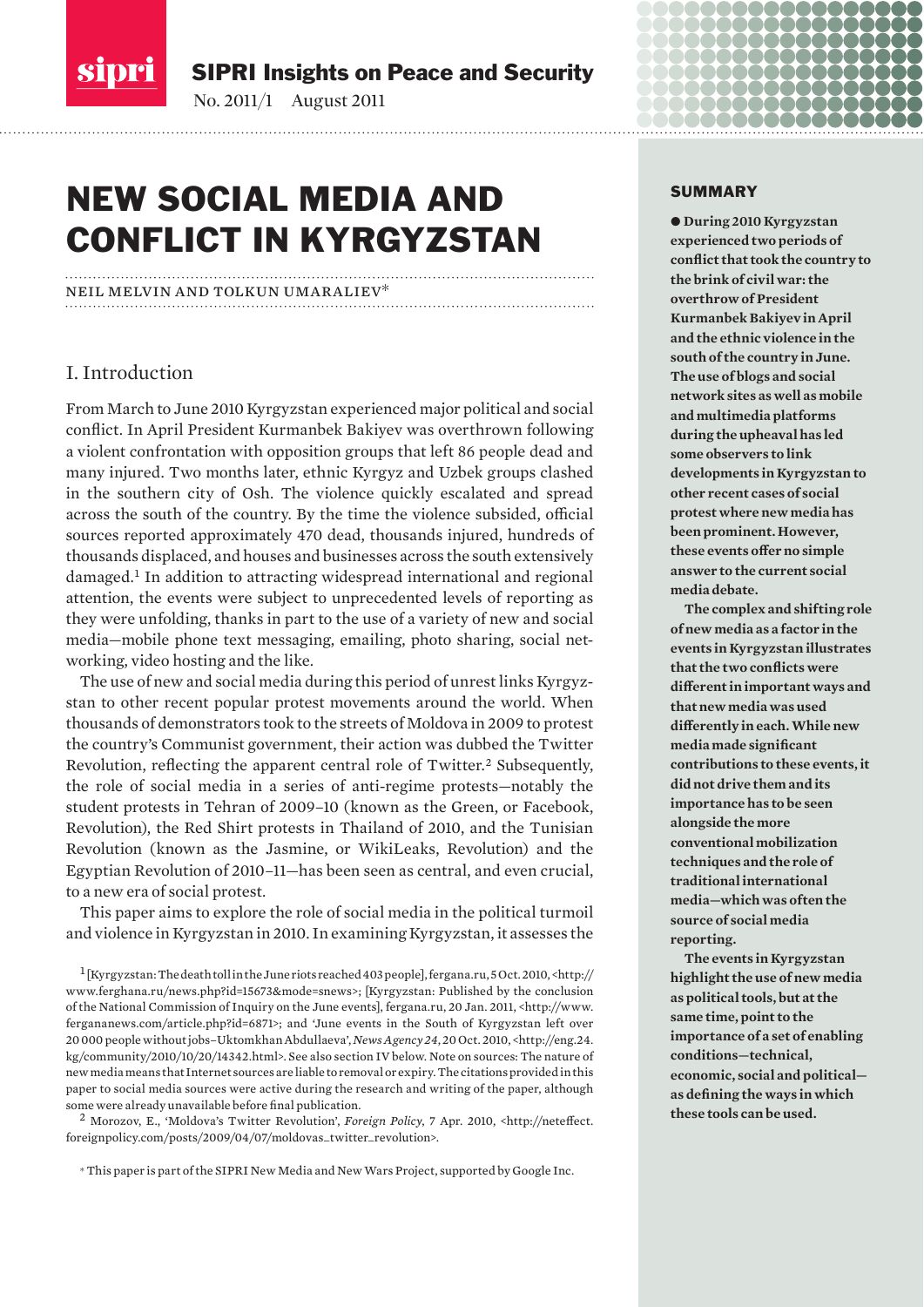SIPRI Insights on Peace and Security

No. 2011/1 August 2011

# NEW SOCIAL MEDIA AND CONFLICT IN KYRGYZSTAN

NEIL MELVIN AND TOLKUN UMARALIEV*

## SUMMARY

**● During 2010 Kyrgyzstan experienced two periods of conflict that took the country to the brink of civil war: the overthrow of President Kurmanbek Bakiyev in April and the ethnic violence in the south of the country in June. The use of blogs and social network sites as well as mobile and multimedia platforms during the upheaval has led some observers to link developments in Kyrgyzstan to other recent cases of social protest where new media has been prominent. However, these events offer no simple answer to the current social media debate.**

**The complex and shifting role of new media as a factor in the events in Kyrgyzstan illustrates that the two conflicts were different in important ways and that new media was used differently in each. While new media made significant contributions to these events, it did not drive them and its importance has to be seen alongside the more conventional mobilization techniques and the role of traditional international media—which was often the source of social media reporting.**

**The events in Kyrgyzstan highlight the use of new media as political tools, but at the same time, point to the importance of a set of enabling conditions—technical, economic, social and political—as defining the ways in which these tools can be used.**

## I. Introduction

From March to June 2010 Kyrgyzstan experienced major political and social conflict. In April President Kurmanbek Bakiyev was overthrown following a violent confrontation with opposition groups that left 86 people dead and many injured. Two months later, ethnic Kyrgyz and Uzbek groups clashed in the southern city of Osh. The violence quickly escalated and spread across the south of the country. By the time the violence subsided, official sources reported approximately 470 dead, thousands injured, hundreds of thousands displaced, and houses and businesses across the south extensively damaged.[1] In addition to attracting widespread international and regional attention, the events were subject to unprecedented levels of reporting as they were unfolding, thanks in part to the use of a variety of new and social media—mobile phone text messaging, emailing, photo sharing, social networking, video hosting and the like.

The use of new and social media during this period of unrest links Kyrgyzstan to other recent popular protest movements around the world. When thousands of demonstrators took to the streets of Moldova in 2009 to protest the country's Communist government, their action was dubbed the Twitter Revolution, reflecting the apparent central role of Twitter.[2] Subsequently, the role of social media in a series of anti-regime protests—notably the student protests in Tehran of 2009–10 (known as the Green, or Facebook, Revolution), the Red Shirt protests in Thailand of 2010, and the Tunisian Revolution (known as the Jasmine, or WikiLeaks, Revolution) and the Egyptian Revolution of 2010–11—has been seen as central, and even crucial, to a new era of social protest.

This paper aims to explore the role of social media in the political turmoil and violence in Kyrgyzstan in 2010. In examining Kyrgyzstan, it assesses the

[1] [Kyrgyzstan: The death toll in the June riots reached 403 people], fergana.ru, 5 Oct. 2010, <http://www.ferghana.ru/news.php?id=15673&mode=snews>; [Kyrgyzstan: Published by the conclusion of the National Commission of Inquiry on the June events], fergana.ru, 20 Jan. 2011, <http://www.fergananews.com/article.php?id=6871>; and 'June events in the South of Kyrgyzstan left over 20 000 people without jobs–Uktomkhan Abdullaeva', *News Agency 24*, 20 Oct. 2010, <http://eng.24.kg/community/2010/10/20/14342.html>. See also section IV below. Note on sources: The nature of new media means that Internet sources are liable to removal or expiry. The citations provided in this paper to social media sources were active during the research and writing of the paper, although some were already unavailable before final publication.

[2] Morozov, E., 'Moldova's Twitter Revolution', *Foreign Policy*, 7 Apr. 2010, <http://neteffect.foreignpolicy.com/posts/2009/04/07/moldovas_twitter_revolution>.

* This paper is part of the SIPRI New Media and New Wars Project, supported by Google Inc.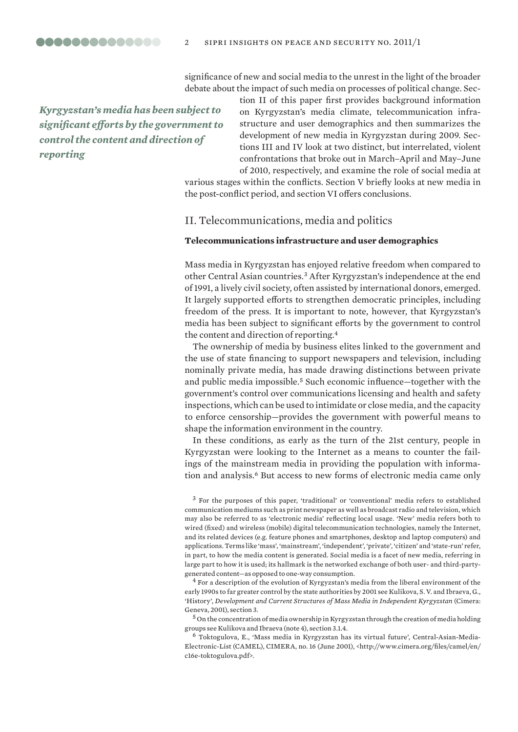significance of new and social media to the unrest in the light of the broader debate about the impact of such media on processes of political change. Section II of this paper first provides background information on Kyrgyzstan's media climate, telecommunication infrastructure and user demographics and then summarizes the development of new media in Kyrgyzstan during 2009. Sections III and IV look at two distinct, but interrelated, violent confrontations that broke out in March–April and May–June of 2010, respectively, and examine the role of social media at various stages within the conflicts. Section V briefly looks at new media in the post-conflict period, and section VI offers conclusions.

*Kyrgyzstan's media has been subject to significant efforts by the government to control the content and direction of reporting*

## II. Telecommunications, media and politics

### Telecommunications infrastructure and user demographics

Mass media in Kyrgyzstan has enjoyed relative freedom when compared to other Central Asian countries.[3] After Kyrgyzstan's independence at the end of 1991, a lively civil society, often assisted by international donors, emerged. It largely supported efforts to strengthen democratic principles, including freedom of the press. It is important to note, however, that Kyrgyzstan's media has been subject to significant efforts by the government to control the content and direction of reporting.[4]

The ownership of media by business elites linked to the government and the use of state financing to support newspapers and television, including nominally private media, has made drawing distinctions between private and public media impossible.[5] Such economic influence—together with the government's control over communications licensing and health and safety inspections, which can be used to intimidate or close media, and the capacity to enforce censorship—provides the government with powerful means to shape the information environment in the country.

In these conditions, as early as the turn of the 21st century, people in Kyrgyzstan were looking to the Internet as a means to counter the failings of the mainstream media in providing the population with information and analysis.[6] But access to new forms of electronic media came only

[3] For the purposes of this paper, 'traditional' or 'conventional' media refers to established communication mediums such as print newspaper as well as broadcast radio and television, which may also be referred to as 'electronic media' reflecting local usage. 'New' media refers both to wired (fixed) and wireless (mobile) digital telecommunication technologies, namely the Internet, and its related devices (e.g. feature phones and smartphones, desktop and laptop computers) and applications. Terms like 'mass', 'mainstream', 'independent', 'private', 'citizen' and 'state-run' refer, in part, to how the media content is generated. Social media is a facet of new media, referring in large part to how it is used; its hallmark is the networked exchange of both user- and third-party-generated content—as opposed to one-way consumption.

[4] For a description of the evolution of Kyrgyzstan's media from the liberal environment of the early 1990s to far greater control by the state authorities by 2001 see Kulikova, S. V. and Ibraeva, G., 'History', *Development and Current Structures of Mass Media in Independent Kyrgyzstan* (Cimera: Geneva, 2001), section 3.

[5] On the concentration of media ownership in Kyrgyzstan through the creation of media holding groups see Kulikova and Ibraeva (note 4), section 3.1.4.

[6] Toktogulova, E., 'Mass media in Kyrgyzstan has its virtual future', Central-Asian-Media-Electronic-List (CAMEL), CIMERA, no. 16 (June 2001), <http://www.cimera.org/files/camel/en/c16e-toktogulova.pdf>.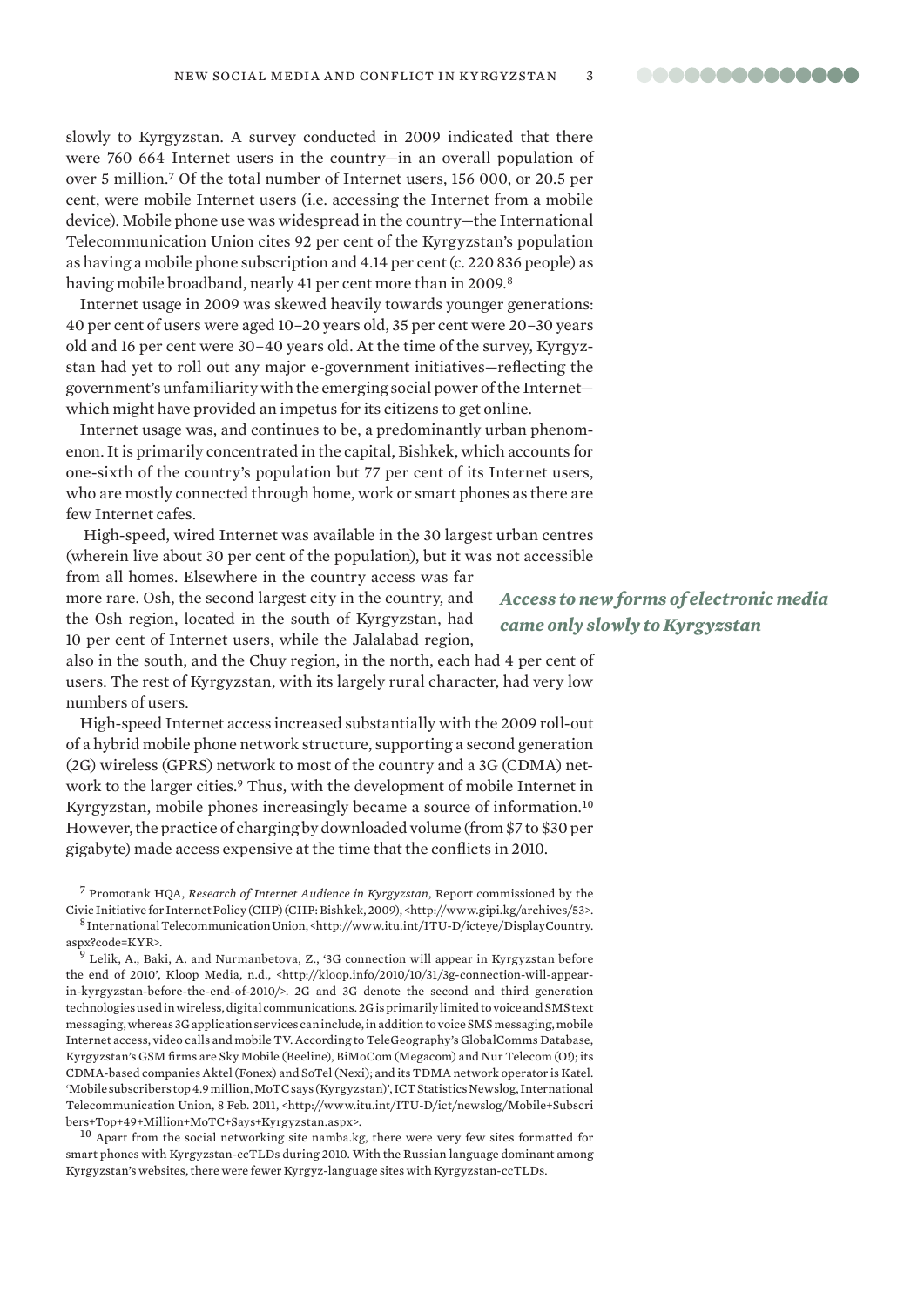slowly to Kyrgyzstan. A survey conducted in 2009 indicated that there were 760 664 Internet users in the country—in an overall population of over 5 million.[7] Of the total number of Internet users, 156 000, or 20.5 per cent, were mobile Internet users (i.e. accessing the Internet from a mobile device). Mobile phone use was widespread in the country—the International Telecommunication Union cites 92 per cent of the Kyrgyzstan's population as having a mobile phone subscription and 4.14 per cent (*c*. 220 836 people) as having mobile broadband, nearly 41 per cent more than in 2009.[8]

Internet usage in 2009 was skewed heavily towards younger generations: 40 per cent of users were aged 10–20 years old, 35 per cent were 20–30 years old and 16 per cent were 30–40 years old. At the time of the survey, Kyrgyzstan had yet to roll out any major e-government initiatives—reflecting the government's unfamiliarity with the emerging social power of the Internet—which might have provided an impetus for its citizens to get online.

Internet usage was, and continues to be, a predominantly urban phenomenon. It is primarily concentrated in the capital, Bishkek, which accounts for one-sixth of the country's population but 77 per cent of its Internet users, who are mostly connected through home, work or smart phones as there are few Internet cafes.

High-speed, wired Internet was available in the 30 largest urban centres (wherein live about 30 per cent of the population), but it was not accessible from all homes. Elsewhere in the country access was far more rare. Osh, the second largest city in the country, and the Osh region, located in the south of Kyrgyzstan, had 10 per cent of Internet users, while the Jalalabad region, also in the south, and the Chuy region, in the north, each had 4 per cent of users. The rest of Kyrgyzstan, with its largely rural character, had very low numbers of users.

***Access to new forms of electronic media came only slowly to Kyrgyzstan***

High-speed Internet access increased substantially with the 2009 roll-out of a hybrid mobile phone network structure, supporting a second generation (2G) wireless (GPRS) network to most of the country and a 3G (CDMA) network to the larger cities.[9] Thus, with the development of mobile Internet in Kyrgyzstan, mobile phones increasingly became a source of information.[10] However, the practice of charging by downloaded volume (from $7 to $30 per gigabyte) made access expensive at the time that the conflicts in 2010.

[7] Promotank HQA, *Research of Internet Audience in Kyrgyzstan*, Report commissioned by the Civic Initiative for Internet Policy (CIIP) (CIIP: Bishkek, 2009), <http://www.gipi.kg/archives/53>.

[8] International Telecommunication Union, <http://www.itu.int/ITU-D/icteye/DisplayCountry.aspx?code=KYR>.

[9] Lelik, A., Baki, A. and Nurmanbetova, Z., '3G connection will appear in Kyrgyzstan before the end of 2010', Kloop Media, n.d., <http://kloop.info/2010/10/31/3g-connection-will-appear-in-kyrgyzstan-before-the-end-of-2010/>. 2G and 3G denote the second and third generation technologies used in wireless, digital communications. 2G is primarily limited to voice and SMS text messaging, whereas 3G application services can include, in addition to voice SMS messaging, mobile Internet access, video calls and mobile TV. According to TeleGeography's GlobalComms Database, Kyrgyzstan's GSM firms are Sky Mobile (Beeline), BiMoCom (Megacom) and Nur Telecom (O!); its CDMA-based companies Aktel (Fonex) and SoTel (Nexi); and its TDMA network operator is Katel. 'Mobile subscribers top 4.9 million, MoTC says (Kyrgyzstan)', ICT Statistics Newslog, International Telecommunication Union, 8 Feb. 2011, <http://www.itu.int/ITU-D/ict/newslog/Mobile+Subscribers+Top+49+Million+MoTC+Says+Kyrgyzstan.aspx>.

[10] Apart from the social networking site namba.kg, there were very few sites formatted for smart phones with Kyrgyzstan-ccTLDs during 2010. With the Russian language dominant among Kyrgyzstan's websites, there were fewer Kyrgyz-language sites with Kyrgyzstan-ccTLDs.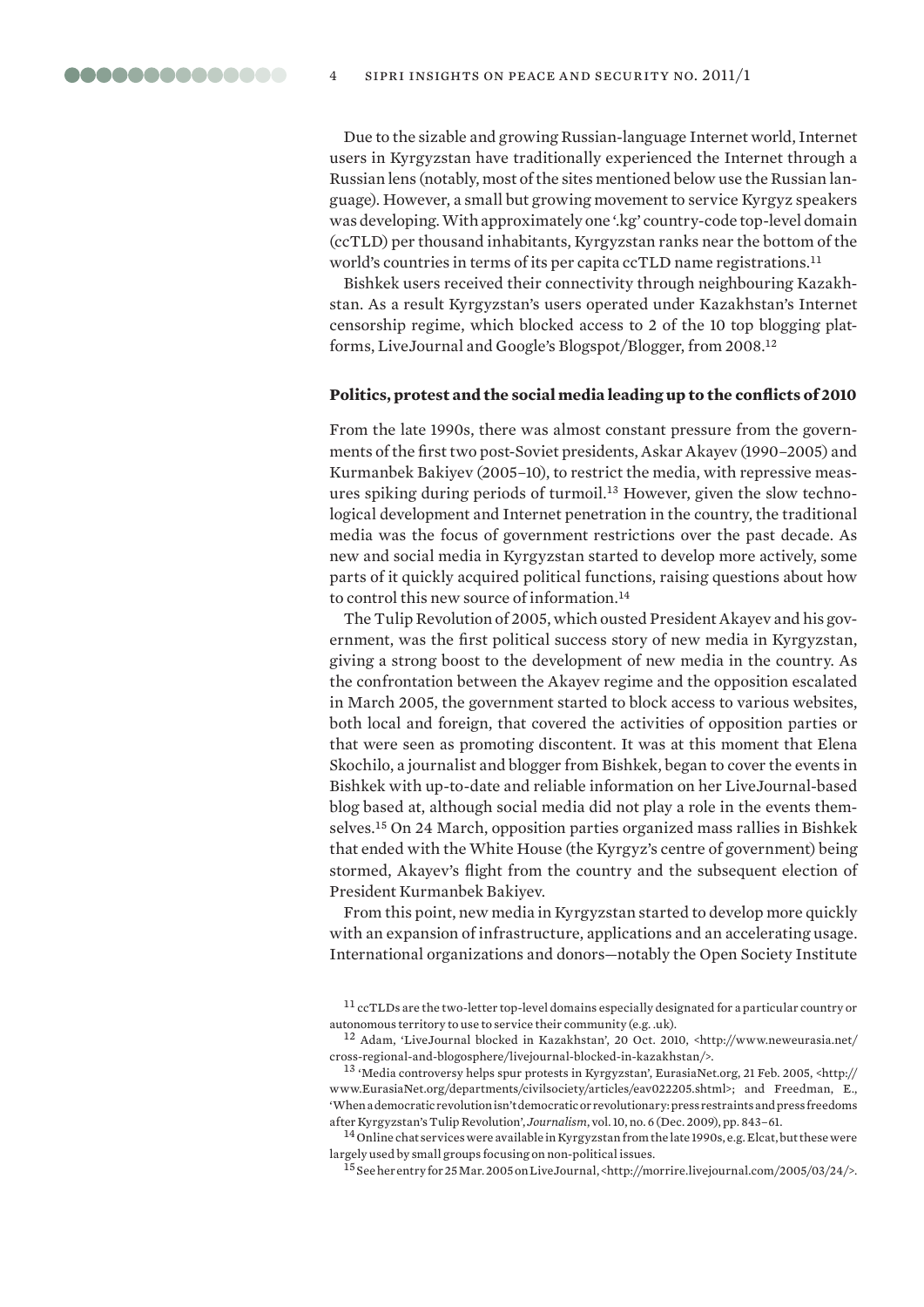Due to the sizable and growing Russian-language Internet world, Internet users in Kyrgyzstan have traditionally experienced the Internet through a Russian lens (notably, most of the sites mentioned below use the Russian language). However, a small but growing movement to service Kyrgyz speakers was developing. With approximately one '.kg' country-code top-level domain (ccTLD) per thousand inhabitants, Kyrgyzstan ranks near the bottom of the world's countries in terms of its per capita ccTLD name registrations.[11]

Bishkek users received their connectivity through neighbouring Kazakhstan. As a result Kyrgyzstan's users operated under Kazakhstan's Internet censorship regime, which blocked access to 2 of the 10 top blogging platforms, LiveJournal and Google's Blogspot/Blogger, from 2008.[12]

**Politics, protest and the social media leading up to the conflicts of 2010**

From the late 1990s, there was almost constant pressure from the governments of the first two post-Soviet presidents, Askar Akayev (1990–2005) and Kurmanbek Bakiyev (2005–10), to restrict the media, with repressive measures spiking during periods of turmoil.[13] However, given the slow technological development and Internet penetration in the country, the traditional media was the focus of government restrictions over the past decade. As new and social media in Kyrgyzstan started to develop more actively, some parts of it quickly acquired political functions, raising questions about how to control this new source of information.[14]

The Tulip Revolution of 2005, which ousted President Akayev and his government, was the first political success story of new media in Kyrgyzstan, giving a strong boost to the development of new media in the country. As the confrontation between the Akayev regime and the opposition escalated in March 2005, the government started to block access to various websites, both local and foreign, that covered the activities of opposition parties or that were seen as promoting discontent. It was at this moment that Elena Skochilo, a journalist and blogger from Bishkek, began to cover the events in Bishkek with up-to-date and reliable information on her LiveJournal-based blog based at, although social media did not play a role in the events themselves.[15] On 24 March, opposition parties organized mass rallies in Bishkek that ended with the White House (the Kyrgyz's centre of government) being stormed, Akayev's flight from the country and the subsequent election of President Kurmanbek Bakiyev.

From this point, new media in Kyrgyzstan started to develop more quickly with an expansion of infrastructure, applications and an accelerating usage. International organizations and donors—notably the Open Society Institute

[11] ccTLDs are the two-letter top-level domains especially designated for a particular country or autonomous territory to use to service their community (e.g. .uk).

[12] Adam, 'LiveJournal blocked in Kazakhstan', 20 Oct. 2010, <http://www.neweurasia.net/cross-regional-and-blogosphere/livejournal-blocked-in-kazakhstan/>.

[13] 'Media controversy helps spur protests in Kyrgyzstan', EurasiaNet.org, 21 Feb. 2005, <http://www.EurasiaNet.org/departments/civilsociety/articles/eav022205.shtml>; and Freedman, E., 'When a democratic revolution isn't democratic or revolutionary: press restraints and press freedoms after Kyrgyzstan's Tulip Revolution', *Journalism*, vol. 10, no. 6 (Dec. 2009), pp. 843–61.

[14] Online chat services were available in Kyrgyzstan from the late 1990s, e.g. Elcat, but these were largely used by small groups focusing on non-political issues.

[15] See her entry for 25 Mar. 2005 on LiveJournal, <http://morrire.livejournal.com/2005/03/24/>.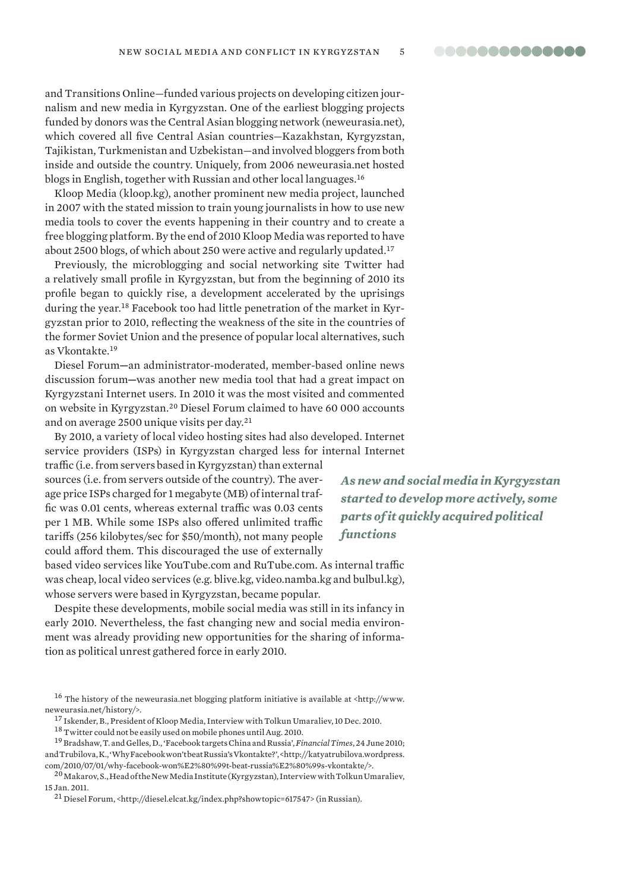and Transitions Online—funded various projects on developing citizen journalism and new media in Kyrgyzstan. One of the earliest blogging projects funded by donors was the Central Asian blogging network (neweurasia.net), which covered all five Central Asian countries—Kazakhstan, Kyrgyzstan, Tajikistan, Turkmenistan and Uzbekistan—and involved bloggers from both inside and outside the country. Uniquely, from 2006 neweurasia.net hosted blogs in English, together with Russian and other local languages.[16]

Kloop Media (kloop.kg), another prominent new media project, launched in 2007 with the stated mission to train young journalists in how to use new media tools to cover the events happening in their country and to create a free blogging platform. By the end of 2010 Kloop Media was reported to have about 2500 blogs, of which about 250 were active and regularly updated.[17]

Previously, the microblogging and social networking site Twitter had a relatively small profile in Kyrgyzstan, but from the beginning of 2010 its profile began to quickly rise, a development accelerated by the uprisings during the year.[18] Facebook too had little penetration of the market in Kyrgyzstan prior to 2010, reflecting the weakness of the site in the countries of the former Soviet Union and the presence of popular local alternatives, such as Vkontakte.[19]

Diesel Forum—an administrator-moderated, member-based online news discussion forum—was another new media tool that had a great impact on Kyrgyzstani Internet users. In 2010 it was the most visited and commented on website in Kyrgyzstan.[20] Diesel Forum claimed to have 60 000 accounts and on average 2500 unique visits per day.[21]

By 2010, a variety of local video hosting sites had also developed. Internet service providers (ISPs) in Kyrgyzstan charged less for internal Internet traffic (i.e. from servers based in Kyrgyzstan) than external sources (i.e. from servers outside of the country). The average price ISPs charged for 1 megabyte (MB) of internal traffic was 0.01 cents, whereas external traffic was 0.03 cents per 1 MB. While some ISPs also offered unlimited traffic tariffs (256 kilobytes/sec for $50/month), not many people could afford them. This discouraged the use of externally based video services like YouTube.com and RuTube.com. As internal traffic was cheap, local video services (e.g. blive.kg, video.namba.kg and bulbul.kg), whose servers were based in Kyrgyzstan, became popular.

***As new and social media in Kyrgyzstan started to develop more actively, some parts of it quickly acquired political functions***

Despite these developments, mobile social media was still in its infancy in early 2010. Nevertheless, the fast changing new and social media environment was already providing new opportunities for the sharing of information as political unrest gathered force in early 2010.

[16] The history of the neweurasia.net blogging platform initiative is available at <http://www.neweurasia.net/history/>.

[17] Iskender, B., President of Kloop Media, Interview with Tolkun Umaraliev, 10 Dec. 2010.

[18] Twitter could not be easily used on mobile phones until Aug. 2010.

[19] Bradshaw, T. and Gelles, D., 'Facebook targets China and Russia', *Financial Times*, 24 June 2010; and Trubilova, K., 'Why Facebook won't beat Russia's Vkontakte?', <http://katyatrubilova.wordpress.com/2010/07/01/why-facebook-won%E2%80%99t-beat-russia%E2%80%99s-vkontakte/>.

[20] Makarov, S., Head of the New Media Institute (Kyrgyzstan), Interview with Tolkun Umaraliev, 15 Jan. 2011.

[21] Diesel Forum, <http://diesel.elcat.kg/index.php?showtopic=617547> (in Russian).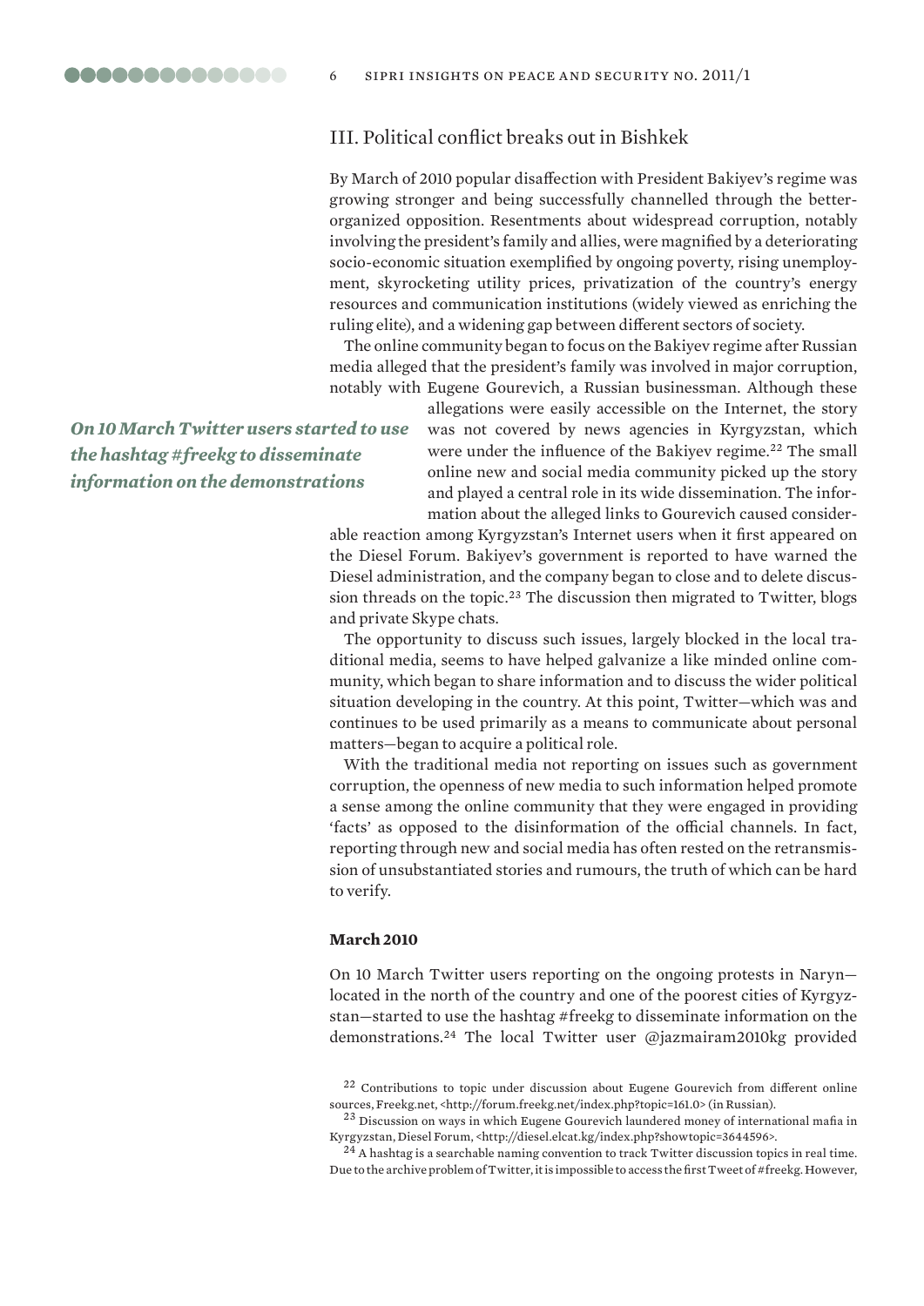## III. Political conflict breaks out in Bishkek

By March of 2010 popular disaffection with President Bakiyev's regime was growing stronger and being successfully channelled through the better-organized opposition. Resentments about widespread corruption, notably involving the president's family and allies, were magnified by a deteriorating socio-economic situation exemplified by ongoing poverty, rising unemployment, skyrocketing utility prices, privatization of the country's energy resources and communication institutions (widely viewed as enriching the ruling elite), and a widening gap between different sectors of society.

The online community began to focus on the Bakiyev regime after Russian media alleged that the president's family was involved in major corruption, notably with Eugene Gourevich, a Russian businessman. Although these allegations were easily accessible on the Internet, the story was not covered by news agencies in Kyrgyzstan, which were under the influence of the Bakiyev regime.[22] The small online new and social media community picked up the story and played a central role in its wide dissemination. The information about the alleged links to Gourevich caused considerable reaction among Kyrgyzstan's Internet users when it first appeared on the Diesel Forum. Bakiyev's government is reported to have warned the Diesel administration, and the company began to close and to delete discussion threads on the topic.[23] The discussion then migrated to Twitter, blogs and private Skype chats.

*On 10 March Twitter users started to use the hashtag #freekg to disseminate information on the demonstrations*

The opportunity to discuss such issues, largely blocked in the local traditional media, seems to have helped galvanize a like minded online community, which began to share information and to discuss the wider political situation developing in the country. At this point, Twitter—which was and continues to be used primarily as a means to communicate about personal matters—began to acquire a political role.

With the traditional media not reporting on issues such as government corruption, the openness of new media to such information helped promote a sense among the online community that they were engaged in providing 'facts' as opposed to the disinformation of the official channels. In fact, reporting through new and social media has often rested on the retransmission of unsubstantiated stories and rumours, the truth of which can be hard to verify.

### March 2010

On 10 March Twitter users reporting on the ongoing protests in Naryn—located in the north of the country and one of the poorest cities of Kyrgyzstan—started to use the hashtag #freekg to disseminate information on the demonstrations.[24] The local Twitter user @jazmairam2010kg provided

[22] Contributions to topic under discussion about Eugene Gourevich from different online sources, Freekg.net, <http://forum.freekg.net/index.php?topic=161.0> (in Russian).

[23] Discussion on ways in which Eugene Gourevich laundered money of international mafia in Kyrgyzstan, Diesel Forum, <http://diesel.elcat.kg/index.php?showtopic=3644596>.

[24] A hashtag is a searchable naming convention to track Twitter discussion topics in real time. Due to the archive problem of Twitter, it is impossible to access the first Tweet of #freekg. However,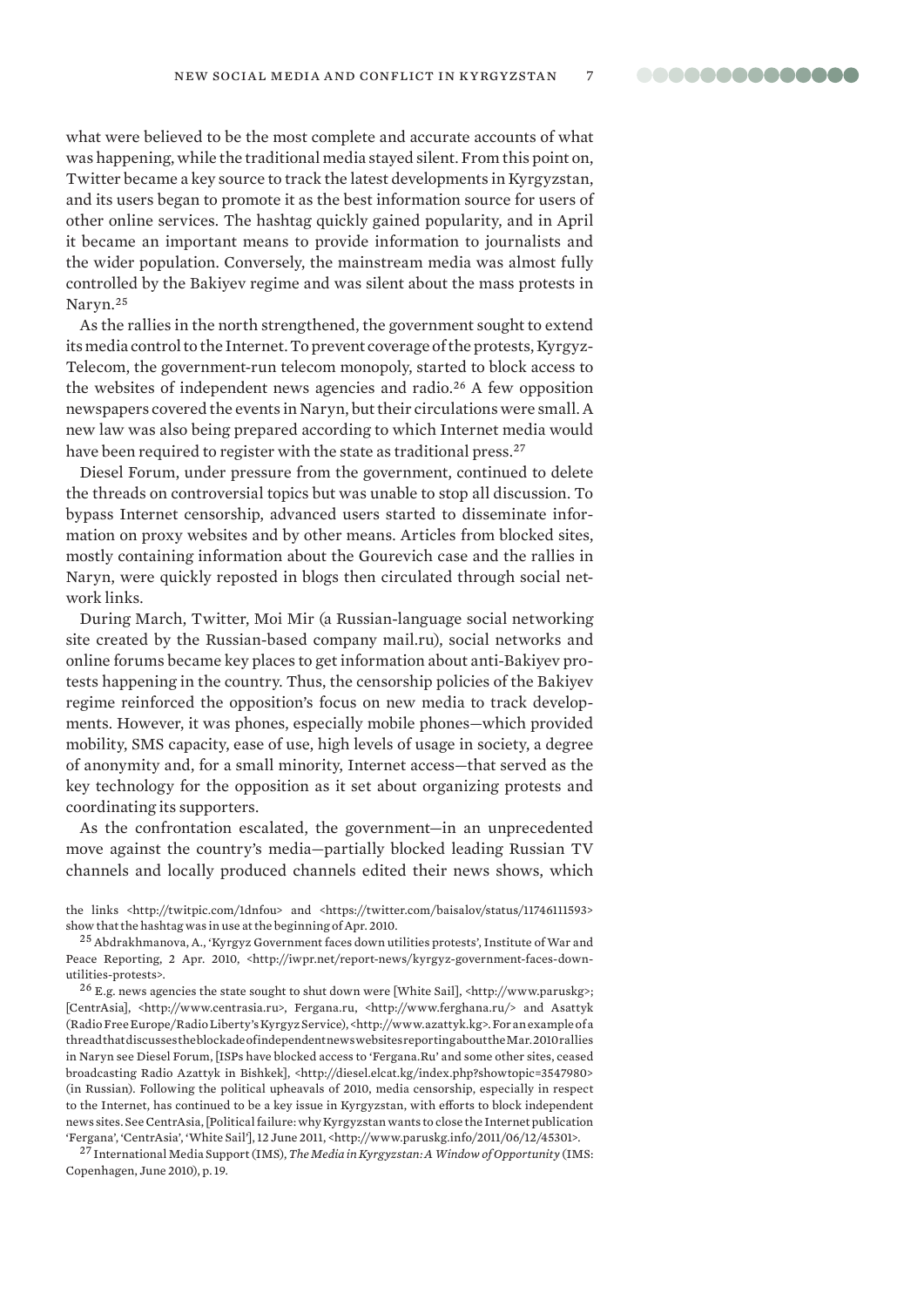what were believed to be the most complete and accurate accounts of what was happening, while the traditional media stayed silent. From this point on, Twitter became a key source to track the latest developments in Kyrgyzstan, and its users began to promote it as the best information source for users of other online services. The hashtag quickly gained popularity, and in April it became an important means to provide information to journalists and the wider population. Conversely, the mainstream media was almost fully controlled by the Bakiyev regime and was silent about the mass protests in Naryn.[25]

As the rallies in the north strengthened, the government sought to extend its media control to the Internet. To prevent coverage of the protests, Kyrgyz-Telecom, the government-run telecom monopoly, started to block access to the websites of independent news agencies and radio.[26] A few opposition newspapers covered the events in Naryn, but their circulations were small. A new law was also being prepared according to which Internet media would have been required to register with the state as traditional press.[27]

Diesel Forum, under pressure from the government, continued to delete the threads on controversial topics but was unable to stop all discussion. To bypass Internet censorship, advanced users started to disseminate information on proxy websites and by other means. Articles from blocked sites, mostly containing information about the Gourevich case and the rallies in Naryn, were quickly reposted in blogs then circulated through social network links.

During March, Twitter, Moi Mir (a Russian-language social networking site created by the Russian-based company mail.ru), social networks and online forums became key places to get information about anti-Bakiyev protests happening in the country. Thus, the censorship policies of the Bakiyev regime reinforced the opposition's focus on new media to track developments. However, it was phones, especially mobile phones—which provided mobility, SMS capacity, ease of use, high levels of usage in society, a degree of anonymity and, for a small minority, Internet access—that served as the key technology for the opposition as it set about organizing protests and coordinating its supporters.

As the confrontation escalated, the government—in an unprecedented move against the country's media—partially blocked leading Russian TV channels and locally produced channels edited their news shows, which

the links <http://twitpic.com/1dnfou> and <https://twitter.com/baisalov/status/11746111593> show that the hashtag was in use at the beginning of Apr. 2010.

[25] Abdrakhmanova, A., 'Kyrgyz Government faces down utilities protests', Institute of War and Peace Reporting, 2 Apr. 2010, <http://iwpr.net/report-news/kyrgyz-government-faces-down-utilities-protests>.

[26] E.g. news agencies the state sought to shut down were [White Sail], <http://www.paruskg>; [CentrAsia], <http://www.centrasia.ru>, Fergana.ru, <http://www.ferghana.ru/> and Asattyk (Radio Free Europe/Radio Liberty's Kyrgyz Service), <http://www.azattyk.kg>. For an example of a thread that discusses the blockade of independent news websites reporting about the Mar. 2010 rallies in Naryn see Diesel Forum, [ISPs have blocked access to 'Fergana.Ru' and some other sites, ceased broadcasting Radio Azattyk in Bishkek], <http://diesel.elcat.kg/index.php?showtopic=3547980> (in Russian). Following the political upheavals of 2010, media censorship, especially in respect to the Internet, has continued to be a key issue in Kyrgyzstan, with efforts to block independent news sites. See CentrAsia, [Political failure: why Kyrgyzstan wants to close the Internet publication 'Fergana', 'CentrAsia', 'White Sail'], 12 June 2011, <http://www.paruskg.info/2011/06/12/45301>.

[27] International Media Support (IMS), *The Media in Kyrgyzstan: A Window of Opportunity* (IMS: Copenhagen, June 2010), p. 19.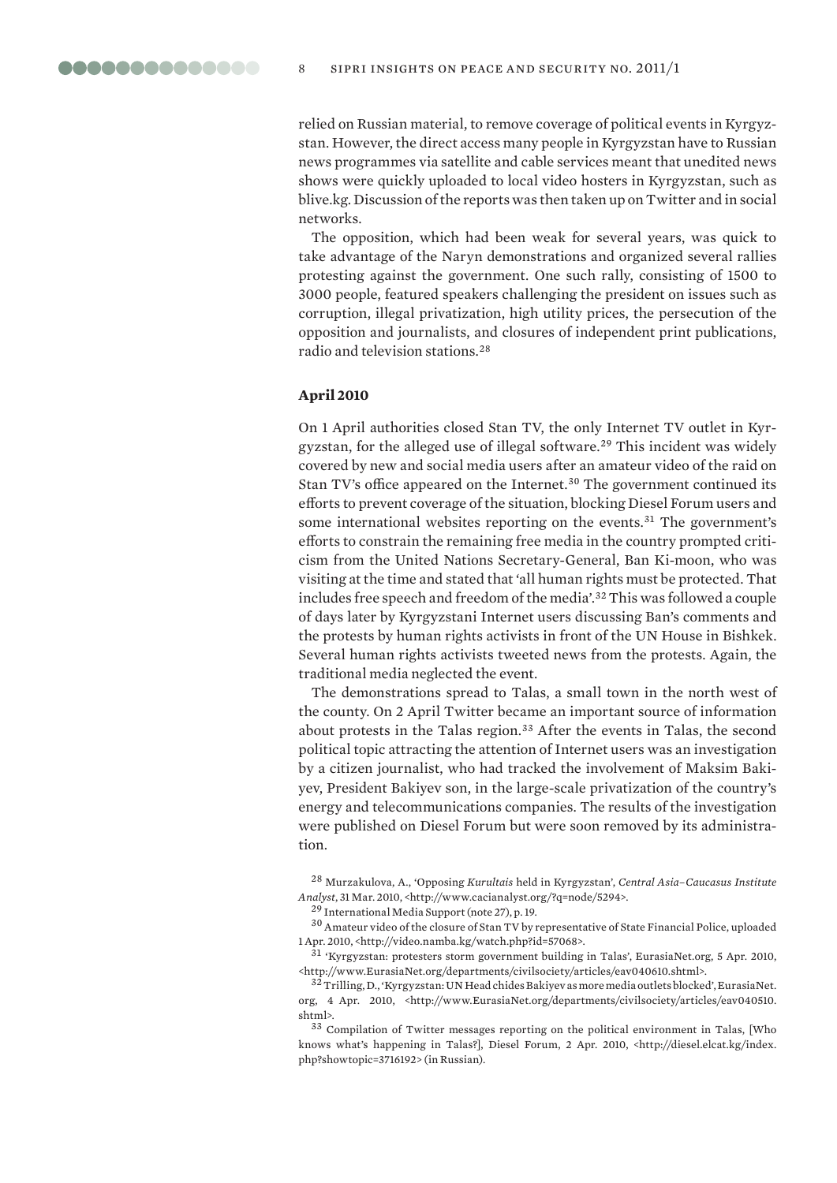relied on Russian material, to remove coverage of political events in Kyrgyzstan. However, the direct access many people in Kyrgyzstan have to Russian news programmes via satellite and cable services meant that unedited news shows were quickly uploaded to local video hosters in Kyrgyzstan, such as blive.kg. Discussion of the reports was then taken up on Twitter and in social networks.

The opposition, which had been weak for several years, was quick to take advantage of the Naryn demonstrations and organized several rallies protesting against the government. One such rally, consisting of 1500 to 3000 people, featured speakers challenging the president on issues such as corruption, illegal privatization, high utility prices, the persecution of the opposition and journalists, and closures of independent print publications, radio and television stations.[28]

### April 2010

On 1 April authorities closed Stan TV, the only Internet TV outlet in Kyrgyzstan, for the alleged use of illegal software.[29] This incident was widely covered by new and social media users after an amateur video of the raid on Stan TV's office appeared on the Internet.[30] The government continued its efforts to prevent coverage of the situation, blocking Diesel Forum users and some international websites reporting on the events.[31] The government's efforts to constrain the remaining free media in the country prompted criticism from the United Nations Secretary-General, Ban Ki-moon, who was visiting at the time and stated that 'all human rights must be protected. That includes free speech and freedom of the media'.[32] This was followed a couple of days later by Kyrgyzstani Internet users discussing Ban's comments and the protests by human rights activists in front of the UN House in Bishkek. Several human rights activists tweeted news from the protests. Again, the traditional media neglected the event.

The demonstrations spread to Talas, a small town in the north west of the county. On 2 April Twitter became an important source of information about protests in the Talas region.[33] After the events in Talas, the second political topic attracting the attention of Internet users was an investigation by a citizen journalist, who had tracked the involvement of Maksim Bakiyev, President Bakiyev son, in the large-scale privatization of the country's energy and telecommunications companies. The results of the investigation were published on Diesel Forum but were soon removed by its administration.

---

[28] Murzakulova, A., 'Opposing *Kurultais* held in Kyrgyzstan', *Central Asia–Caucasus Institute Analyst*, 31 Mar. 2010, <http://www.cacianalyst.org/?q=node/5294>.

[29] International Media Support (note 27), p. 19.

[30] Amateur video of the closure of Stan TV by representative of State Financial Police, uploaded 1 Apr. 2010, <http://video.namba.kg/watch.php?id=57068>.

[31] 'Kyrgyzstan: protesters storm government building in Talas', EurasiaNet.org, 5 Apr. 2010, <http://www.EurasiaNet.org/departments/civilsociety/articles/eav040610.shtml>.

[32] Trilling, D., 'Kyrgyzstan: UN Head chides Bakiyev as more media outlets blocked', EurasiaNet.org, 4 Apr. 2010, <http://www.EurasiaNet.org/departments/civilsociety/articles/eav040510.shtml>.

[33] Compilation of Twitter messages reporting on the political environment in Talas, [Who knows what's happening in Talas?], Diesel Forum, 2 Apr. 2010, <http://diesel.elcat.kg/index.php?showtopic=3716192> (in Russian).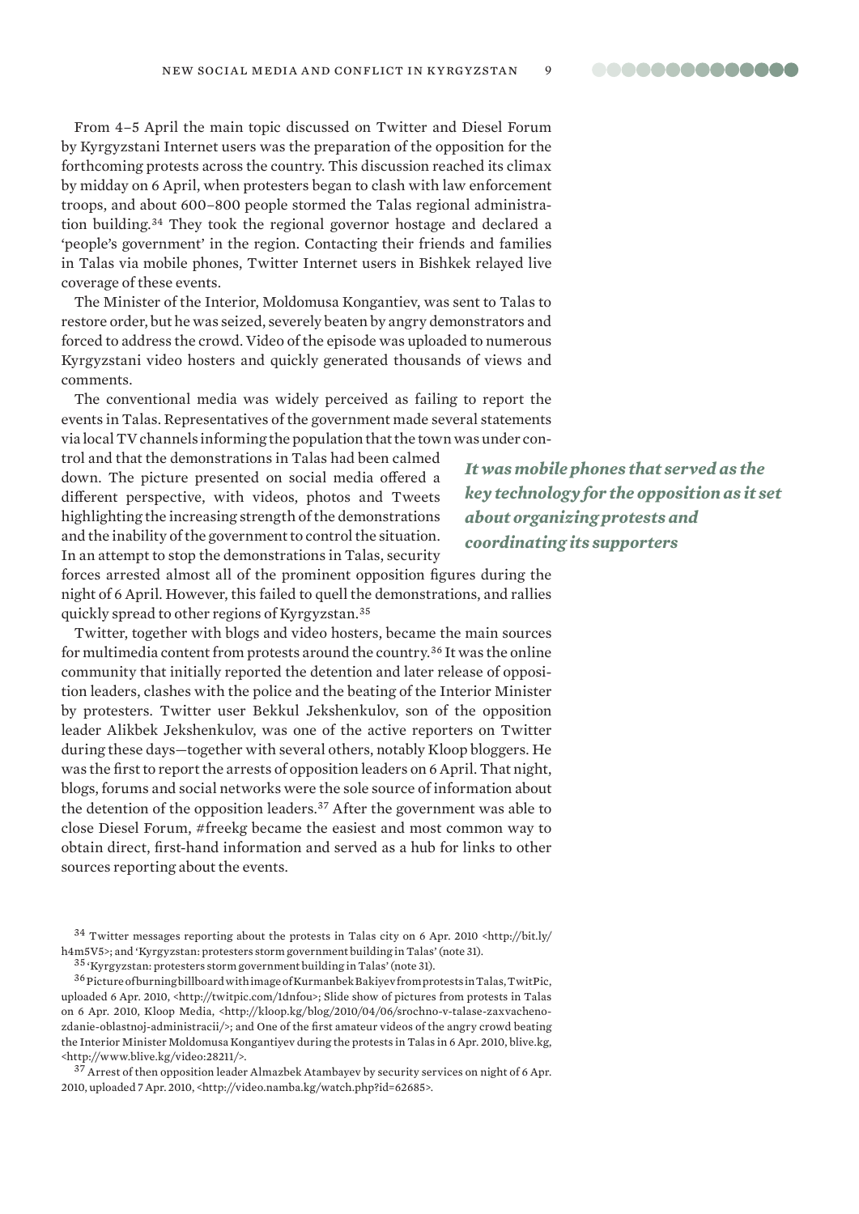From 4–5 April the main topic discussed on Twitter and Diesel Forum by Kyrgyzstani Internet users was the preparation of the opposition for the forthcoming protests across the country. This discussion reached its climax by midday on 6 April, when protesters began to clash with law enforcement troops, and about 600–800 people stormed the Talas regional administration building.[34] They took the regional governor hostage and declared a 'people's government' in the region. Contacting their friends and families in Talas via mobile phones, Twitter Internet users in Bishkek relayed live coverage of these events.

The Minister of the Interior, Moldomusa Kongantiev, was sent to Talas to restore order, but he was seized, severely beaten by angry demonstrators and forced to address the crowd. Video of the episode was uploaded to numerous Kyrgyzstani video hosters and quickly generated thousands of views and comments.

The conventional media was widely perceived as failing to report the events in Talas. Representatives of the government made several statements via local TV channels informing the population that the town was under control and that the demonstrations in Talas had been calmed down. The picture presented on social media offered a different perspective, with videos, photos and Tweets highlighting the increasing strength of the demonstrations and the inability of the government to control the situation. In an attempt to stop the demonstrations in Talas, security forces arrested almost all of the prominent opposition figures during the night of 6 April. However, this failed to quell the demonstrations, and rallies quickly spread to other regions of Kyrgyzstan.[35]

***It was mobile phones that served as the key technology for the opposition as it set about organizing protests and coordinating its supporters***

Twitter, together with blogs and video hosters, became the main sources for multimedia content from protests around the country.[36] It was the online community that initially reported the detention and later release of opposition leaders, clashes with the police and the beating of the Interior Minister by protesters. Twitter user Bekkul Jekshenkulov, son of the opposition leader Alikbek Jekshenkulov, was one of the active reporters on Twitter during these days—together with several others, notably Kloop bloggers. He was the first to report the arrests of opposition leaders on 6 April. That night, blogs, forums and social networks were the sole source of information about the detention of the opposition leaders.[37] After the government was able to close Diesel Forum, #freekg became the easiest and most common way to obtain direct, first-hand information and served as a hub for links to other sources reporting about the events.

[34] Twitter messages reporting about the protests in Talas city on 6 Apr. 2010 <http://bit.ly/h4m5V5>; and 'Kyrgyzstan: protesters storm government building in Talas' (note 31).

[35] 'Kyrgyzstan: protesters storm government building in Talas' (note 31).

[36] Picture of burning billboard with image of Kurmanbek Bakiyev from protests in Talas, TwitPic, uploaded 6 Apr. 2010, <http://twitpic.com/1dnfou>; Slide show of pictures from protests in Talas on 6 Apr. 2010, Kloop Media, <http://kloop.kg/blog/2010/04/06/srochno-v-talase-zaxvacheno-zdanie-oblastnoj-administracii/>; and One of the first amateur videos of the angry crowd beating the Interior Minister Moldomusa Kongantiyev during the protests in Talas in 6 Apr. 2010, blive.kg, <http://www.blive.kg/video:28211/>.

[37] Arrest of then opposition leader Almazbek Atambayev by security services on night of 6 Apr. 2010, uploaded 7 Apr. 2010, <http://video.namba.kg/watch.php?id=62685>.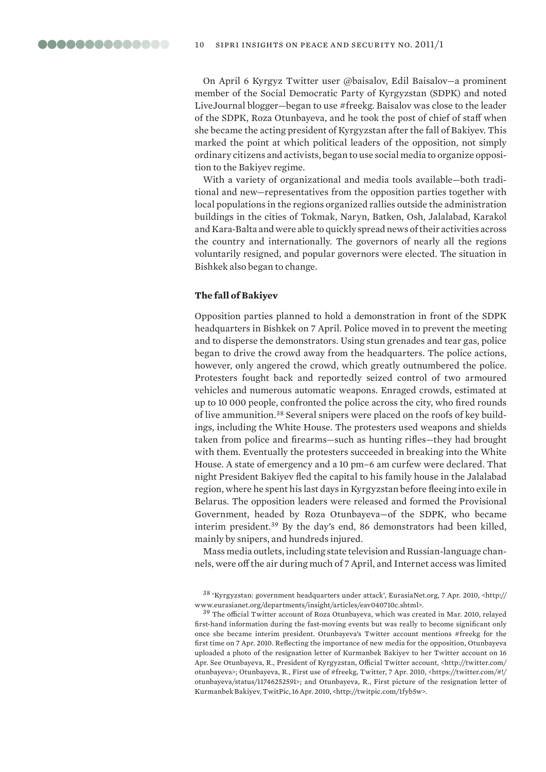On April 6 Kyrgyz Twitter user @baisalov, Edil Baisalov—a prominent member of the Social Democratic Party of Kyrgyzstan (SDPK) and noted LiveJournal blogger—began to use #freekg. Baisalov was close to the leader of the SDPK, Roza Otunbayeva, and he took the post of chief of staff when she became the acting president of Kyrgyzstan after the fall of Bakiyev. This marked the point at which political leaders of the opposition, not simply ordinary citizens and activists, began to use social media to organize opposition to the Bakiyev regime.

With a variety of organizational and media tools available—both traditional and new—representatives from the opposition parties together with local populations in the regions organized rallies outside the administration buildings in the cities of Tokmak, Naryn, Batken, Osh, Jalalabad, Karakol and Kara-Balta and were able to quickly spread news of their activities across the country and internationally. The governors of nearly all the regions voluntarily resigned, and popular governors were elected. The situation in Bishkek also began to change.

### The fall of Bakiyev

Opposition parties planned to hold a demonstration in front of the SDPK headquarters in Bishkek on 7 April. Police moved in to prevent the meeting and to disperse the demonstrators. Using stun grenades and tear gas, police began to drive the crowd away from the headquarters. The police actions, however, only angered the crowd, which greatly outnumbered the police. Protesters fought back and reportedly seized control of two armoured vehicles and numerous automatic weapons. Enraged crowds, estimated at up to 10 000 people, confronted the police across the city, who fired rounds of live ammunition.[38] Several snipers were placed on the roofs of key buildings, including the White House. The protesters used weapons and shields taken from police and firearms—such as hunting rifles—they had brought with them. Eventually the protesters succeeded in breaking into the White House. A state of emergency and a 10 pm–6 am curfew were declared. That night President Bakiyev fled the capital to his family house in the Jalalabad region, where he spent his last days in Kyrgyzstan before fleeing into exile in Belarus. The opposition leaders were released and formed the Provisional Government, headed by Roza Otunbayeva—of the SDPK, who became interim president.[39] By the day's end, 86 demonstrators had been killed, mainly by snipers, and hundreds injured.

Mass media outlets, including state television and Russian-language channels, were off the air during much of 7 April, and Internet access was limited

[38] 'Kyrgyzstan: government headquarters under attack', EurasiaNet.org, 7 Apr. 2010, <http://www.eurasianet.org/departments/insight/articles/eav040710c.shtml>.

[39] The official Twitter account of Roza Otunbayeva, which was created in Mar. 2010, relayed first-hand information during the fast-moving events but was really to become significant only once she became interim president. Otunbayeva's Twitter account mentions #freekg for the first time on 7 Apr. 2010. Reflecting the importance of new media for the opposition, Otunbayeva uploaded a photo of the resignation letter of Kurmanbek Bakiyev to her Twitter account on 16 Apr. See Otunbayeva, R., President of Kyrgyzstan, Official Twitter account, <http://twitter.com/otunbayeva>; Otunbayeva, R., First use of #freekg, Twitter, 7 Apr. 2010, <https://twitter.com/#!/otunbayeva/status/11746252591>; and Otunbayeva, R., First picture of the resignation letter of Kurmanbek Bakiyev, TwitPic, 16 Apr. 2010, <http://twitpic.com/1fyb5w>.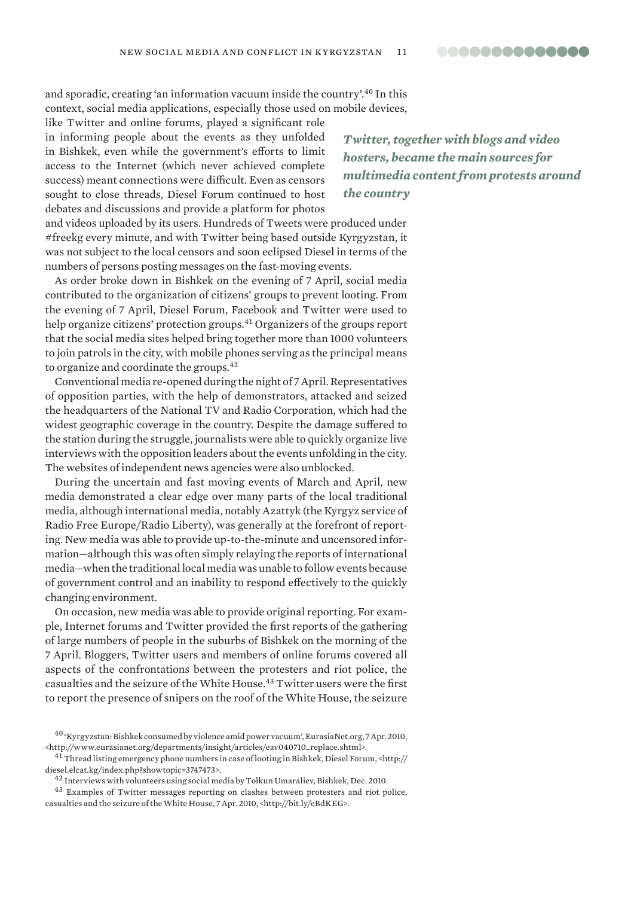and sporadic, creating 'an information vacuum inside the country'.[40] In this context, social media applications, especially those used on mobile devices, like Twitter and online forums, played a significant role in informing people about the events as they unfolded in Bishkek, even while the government's efforts to limit access to the Internet (which never achieved complete success) meant connections were difficult. Even as censors sought to close threads, Diesel Forum continued to host debates and discussions and provide a platform for photos and videos uploaded by its users. Hundreds of Tweets were produced under #freekg every minute, and with Twitter being based outside Kyrgyzstan, it was not subject to the local censors and soon eclipsed Diesel in terms of the numbers of persons posting messages on the fast-moving events.

***Twitter, together with blogs and video hosters, became the main sources for multimedia content from protests around the country***

As order broke down in Bishkek on the evening of 7 April, social media contributed to the organization of citizens' groups to prevent looting. From the evening of 7 April, Diesel Forum, Facebook and Twitter were used to help organize citizens' protection groups.[41] Organizers of the groups report that the social media sites helped bring together more than 1000 volunteers to join patrols in the city, with mobile phones serving as the principal means to organize and coordinate the groups.[42]

Conventional media re-opened during the night of 7 April. Representatives of opposition parties, with the help of demonstrators, attacked and seized the headquarters of the National TV and Radio Corporation, which had the widest geographic coverage in the country. Despite the damage suffered to the station during the struggle, journalists were able to quickly organize live interviews with the opposition leaders about the events unfolding in the city. The websites of independent news agencies were also unblocked.

During the uncertain and fast moving events of March and April, new media demonstrated a clear edge over many parts of the local traditional media, although international media, notably Azattyk (the Kyrgyz service of Radio Free Europe/Radio Liberty), was generally at the forefront of reporting. New media was able to provide up-to-the-minute and uncensored information—although this was often simply relaying the reports of international media—when the traditional local media was unable to follow events because of government control and an inability to respond effectively to the quickly changing environment.

On occasion, new media was able to provide original reporting. For example, Internet forums and Twitter provided the first reports of the gathering of large numbers of people in the suburbs of Bishkek on the morning of the 7 April. Bloggers, Twitter users and members of online forums covered all aspects of the confrontations between the protesters and riot police, the casualties and the seizure of the White House.[43] Twitter users were the first to report the presence of snipers on the roof of the White House, the seizure

[40] 'Kyrgyzstan: Bishkek consumed by violence amid power vacuum', EurasiaNet.org, 7 Apr. 2010, <http://www.eurasianet.org/departments/insight/articles/eav040710_replace.shtml>.

[41] Thread listing emergency phone numbers in case of looting in Bishkek, Diesel Forum, <http://diesel.elcat.kg/index.php?showtopic=3747473>.

[42] Interviews with volunteers using social media by Tolkun Umaraliev, Bishkek, Dec. 2010.

[43] Examples of Twitter messages reporting on clashes between protesters and riot police, casualties and the seizure of the White House, 7 Apr. 2010, <http://bit.ly/eBdKEG>.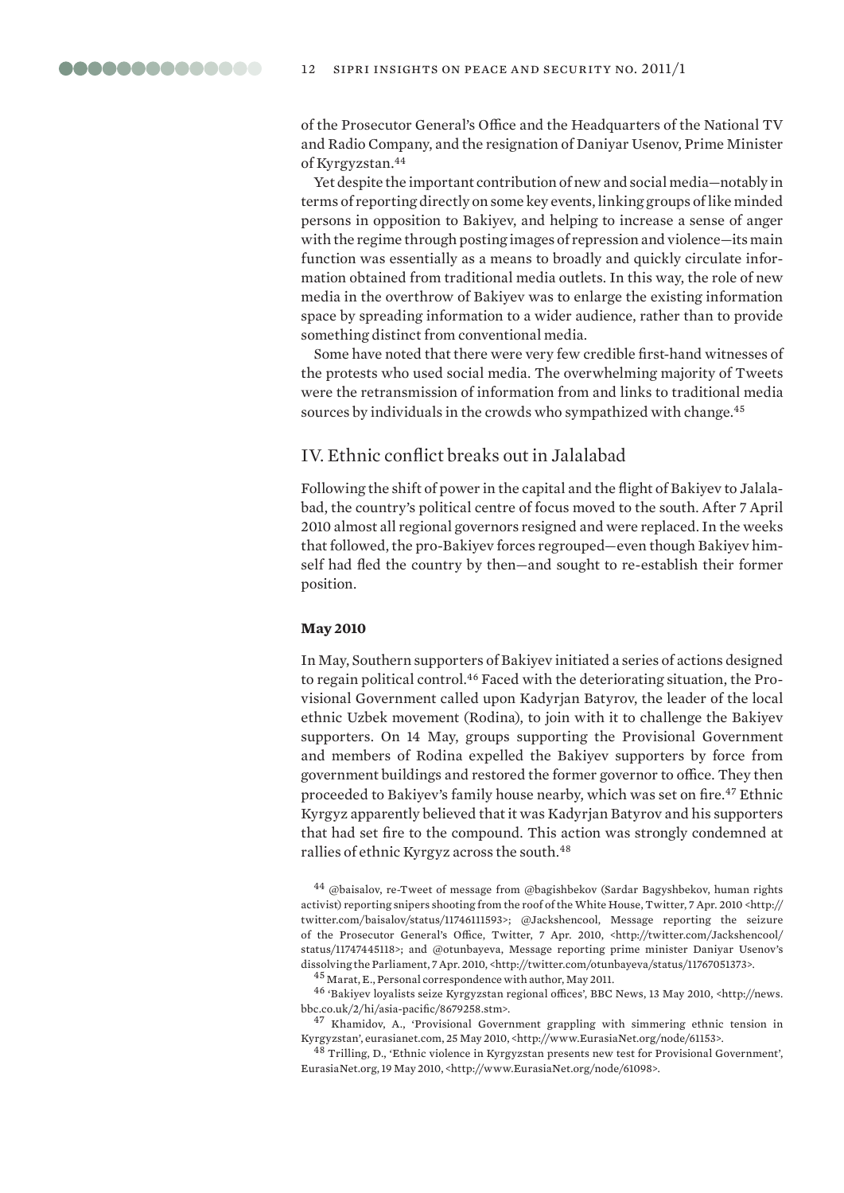of the Prosecutor General's Office and the Headquarters of the National TV and Radio Company, and the resignation of Daniyar Usenov, Prime Minister of Kyrgyzstan.[44]

Yet despite the important contribution of new and social media—notably in terms of reporting directly on some key events, linking groups of like minded persons in opposition to Bakiyev, and helping to increase a sense of anger with the regime through posting images of repression and violence—its main function was essentially as a means to broadly and quickly circulate information obtained from traditional media outlets. In this way, the role of new media in the overthrow of Bakiyev was to enlarge the existing information space by spreading information to a wider audience, rather than to provide something distinct from conventional media.

Some have noted that there were very few credible first-hand witnesses of the protests who used social media. The overwhelming majority of Tweets were the retransmission of information from and links to traditional media sources by individuals in the crowds who sympathized with change.[45]

## IV. Ethnic conflict breaks out in Jalalabad

Following the shift of power in the capital and the flight of Bakiyev to Jalalabad, the country's political centre of focus moved to the south. After 7 April 2010 almost all regional governors resigned and were replaced. In the weeks that followed, the pro-Bakiyev forces regrouped—even though Bakiyev himself had fled the country by then—and sought to re-establish their former position.

### May 2010

In May, Southern supporters of Bakiyev initiated a series of actions designed to regain political control.[46] Faced with the deteriorating situation, the Provisional Government called upon Kadyrjan Batyrov, the leader of the local ethnic Uzbek movement (Rodina), to join with it to challenge the Bakiyev supporters. On 14 May, groups supporting the Provisional Government and members of Rodina expelled the Bakiyev supporters by force from government buildings and restored the former governor to office. They then proceeded to Bakiyev's family house nearby, which was set on fire.[47] Ethnic Kyrgyz apparently believed that it was Kadyrjan Batyrov and his supporters that had set fire to the compound. This action was strongly condemned at rallies of ethnic Kyrgyz across the south.[48]

[44] @baisalov, re-Tweet of message from @bagishbekov (Sardar Bagyshbekov, human rights activist) reporting snipers shooting from the roof of the White House, Twitter, 7 Apr. 2010 <http://twitter.com/baisalov/status/11746111593>; @Jackshencool, Message reporting the seizure of the Prosecutor General's Office, Twitter, 7 Apr. 2010, <http://twitter.com/Jackshencool/status/11747445118>; and @otunbayeva, Message reporting prime minister Daniyar Usenov's dissolving the Parliament, 7 Apr. 2010, <http://twitter.com/otunbayeva/status/11767051373>.

[45] Marat, E., Personal correspondence with author, May 2011.

[46] 'Bakiyev loyalists seize Kyrgyzstan regional offices', BBC News, 13 May 2010, <http://news.bbc.co.uk/2/hi/asia-pacific/8679258.stm>.

[47] Khamidov, A., 'Provisional Government grappling with simmering ethnic tension in Kyrgyzstan', eurasianet.com, 25 May 2010, <http://www.EurasiaNet.org/node/61153>.

[48] Trilling, D., 'Ethnic violence in Kyrgyzstan presents new test for Provisional Government', EurasiaNet.org, 19 May 2010, <http://www.EurasiaNet.org/node/61098>.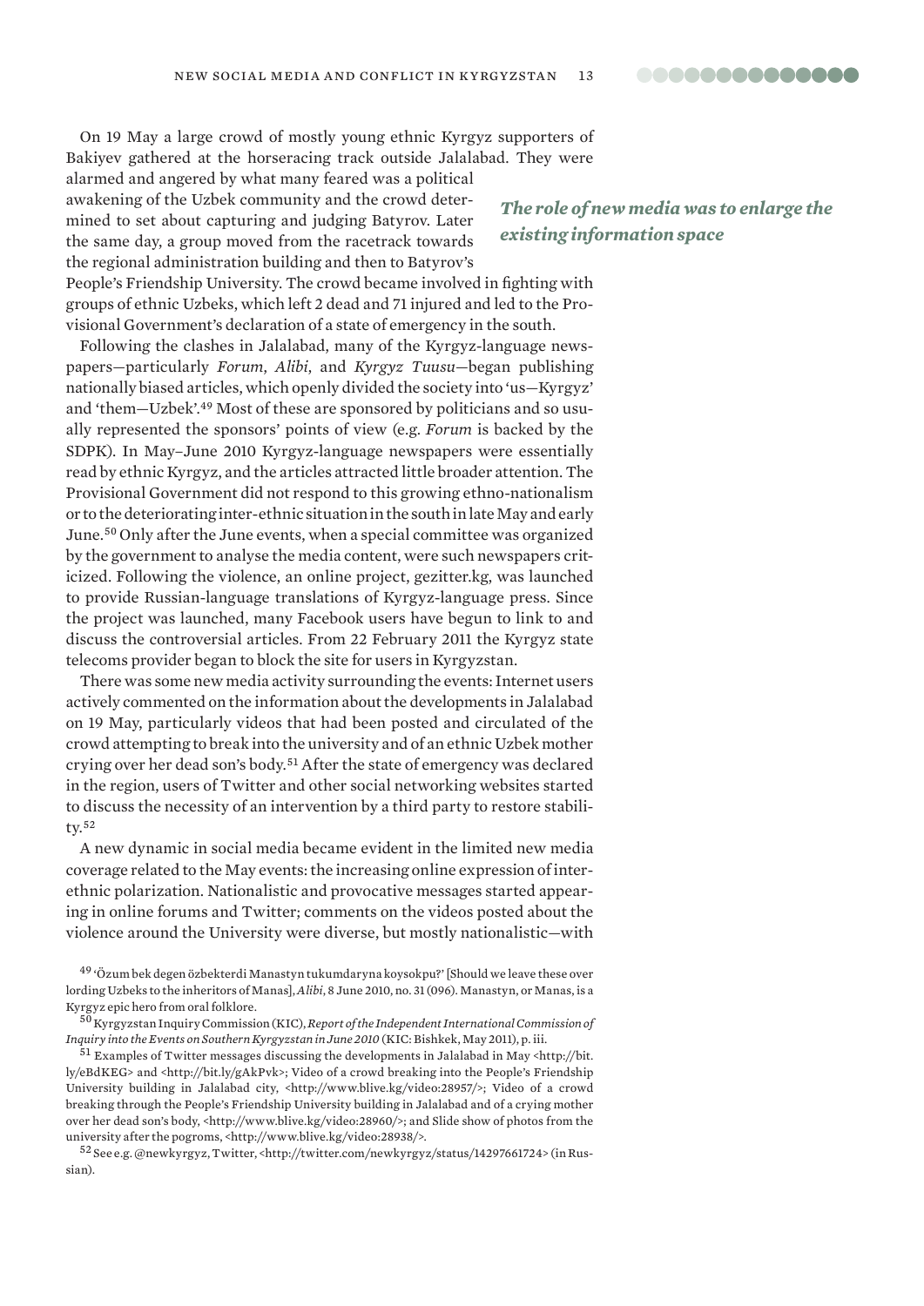On 19 May a large crowd of mostly young ethnic Kyrgyz supporters of Bakiyev gathered at the horseracing track outside Jalalabad. They were alarmed and angered by what many feared was a political awakening of the Uzbek community and the crowd determined to set about capturing and judging Batyrov. Later the same day, a group moved from the racetrack towards the regional administration building and then to Batyrov's People's Friendship University. The crowd became involved in fighting with groups of ethnic Uzbeks, which left 2 dead and 71 injured and led to the Provisional Government's declaration of a state of emergency in the south.

***The role of new media was to enlarge the existing information space***

Following the clashes in Jalalabad, many of the Kyrgyz-language newspapers—particularly *Forum*, *Alibi*, and *Kyrgyz Tuusu*—began publishing nationally biased articles, which openly divided the society into 'us—Kyrgyz' and 'them—Uzbek'.[49] Most of these are sponsored by politicians and so usually represented the sponsors' points of view (e.g. *Forum* is backed by the SDPK). In May–June 2010 Kyrgyz-language newspapers were essentially read by ethnic Kyrgyz, and the articles attracted little broader attention. The Provisional Government did not respond to this growing ethno-nationalism or to the deteriorating inter-ethnic situation in the south in late May and early June.[50] Only after the June events, when a special committee was organized by the government to analyse the media content, were such newspapers criticized. Following the violence, an online project, gezitter.kg, was launched to provide Russian-language translations of Kyrgyz-language press. Since the project was launched, many Facebook users have begun to link to and discuss the controversial articles. From 22 February 2011 the Kyrgyz state telecoms provider began to block the site for users in Kyrgyzstan.

There was some new media activity surrounding the events: Internet users actively commented on the information about the developments in Jalalabad on 19 May, particularly videos that had been posted and circulated of the crowd attempting to break into the university and of an ethnic Uzbek mother crying over her dead son's body.[51] After the state of emergency was declared in the region, users of Twitter and other social networking websites started to discuss the necessity of an intervention by a third party to restore stability.[52]

A new dynamic in social media became evident in the limited new media coverage related to the May events: the increasing online expression of inter-ethnic polarization. Nationalistic and provocative messages started appearing in online forums and Twitter; comments on the videos posted about the violence around the University were diverse, but mostly nationalistic—with

[49] 'Özum bek degen özbekterdi Manastyn tukumdaryna koysokpu?' [Should we leave these over lording Uzbeks to the inheritors of Manas], *Alibi*, 8 June 2010, no. 31 (096). Manastyn, or Manas, is a Kyrgyz epic hero from oral folklore.

[50] Kyrgyzstan Inquiry Commission (KIC), *Report of the Independent International Commission of Inquiry into the Events on Southern Kyrgyzstan in June 2010* (KIC: Bishkek, May 2011), p. iii.

[51] Examples of Twitter messages discussing the developments in Jalalabad in May <http://bit.ly/eBdKEG> and <http://bit.ly/gAkPvk>; Video of a crowd breaking into the People's Friendship University building in Jalalabad city, <http://www.blive.kg/video:28957/>; Video of a crowd breaking through the People's Friendship University building in Jalalabad and of a crying mother over her dead son's body, <http://www.blive.kg/video:28960/>; and Slide show of photos from the university after the pogroms, <http://www.blive.kg/video:28938/>.

[52] See e.g. @newkyrgyz, Twitter, <http://twitter.com/newkyrgyz/status/14297661724> (in Russian).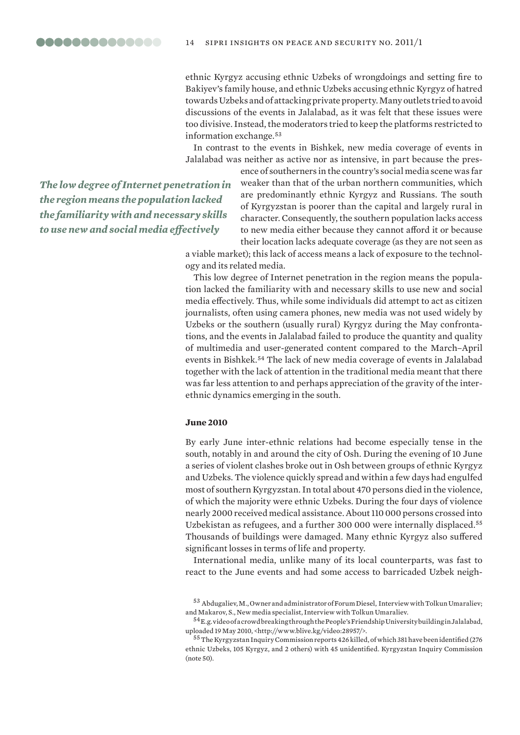ethnic Kyrgyz accusing ethnic Uzbeks of wrongdoings and setting fire to Bakiyev's family house, and ethnic Uzbeks accusing ethnic Kyrgyz of hatred towards Uzbeks and of attacking private property. Many outlets tried to avoid discussions of the events in Jalalabad, as it was felt that these issues were too divisive. Instead, the moderators tried to keep the platforms restricted to information exchange.[53]

In contrast to the events in Bishkek, new media coverage of events in Jalalabad was neither as active nor as intensive, in part because the presence of southerners in the country's social media scene was far weaker than that of the urban northern communities, which are predominantly ethnic Kyrgyz and Russians. The south of Kyrgyzstan is poorer than the capital and largely rural in character. Consequently, the southern population lacks access to new media either because they cannot afford it or because their location lacks adequate coverage (as they are not seen as a viable market); this lack of access means a lack of exposure to the technology and its related media.

*The low degree of Internet penetration in the region means the population lacked the familiarity with and necessary skills to use new and social media effectively*

This low degree of Internet penetration in the region means the population lacked the familiarity with and necessary skills to use new and social media effectively. Thus, while some individuals did attempt to act as citizen journalists, often using camera phones, new media was not used widely by Uzbeks or the southern (usually rural) Kyrgyz during the May confrontations, and the events in Jalalabad failed to produce the quantity and quality of multimedia and user-generated content compared to the March–April events in Bishkek.[54] The lack of new media coverage of events in Jalalabad together with the lack of attention in the traditional media meant that there was far less attention to and perhaps appreciation of the gravity of the inter-ethnic dynamics emerging in the south.

#### June 2010

By early June inter-ethnic relations had become especially tense in the south, notably in and around the city of Osh. During the evening of 10 June a series of violent clashes broke out in Osh between groups of ethnic Kyrgyz and Uzbeks. The violence quickly spread and within a few days had engulfed most of southern Kyrgyzstan. In total about 470 persons died in the violence, of which the majority were ethnic Uzbeks. During the four days of violence nearly 2000 received medical assistance. About 110 000 persons crossed into Uzbekistan as refugees, and a further 300 000 were internally displaced.[55] Thousands of buildings were damaged. Many ethnic Kyrgyz also suffered significant losses in terms of life and property.

International media, unlike many of its local counterparts, was fast to react to the June events and had some access to barricaded Uzbek neigh-

[53] Abdugaliev, M., Owner and administrator of Forum Diesel, Interview with Tolkun Umaraliev; and Makarov, S., New media specialist, Interview with Tolkun Umaraliev.

[54] E.g. video of a crowd breaking through the People's Friendship University building in Jalalabad, uploaded 19 May 2010, <http://www.blive.kg/video:28957/>.

[55] The Kyrgyzstan Inquiry Commission reports 426 killed, of which 381 have been identified (276 ethnic Uzbeks, 105 Kyrgyz, and 2 others) with 45 unidentified. Kyrgyzstan Inquiry Commission (note 50).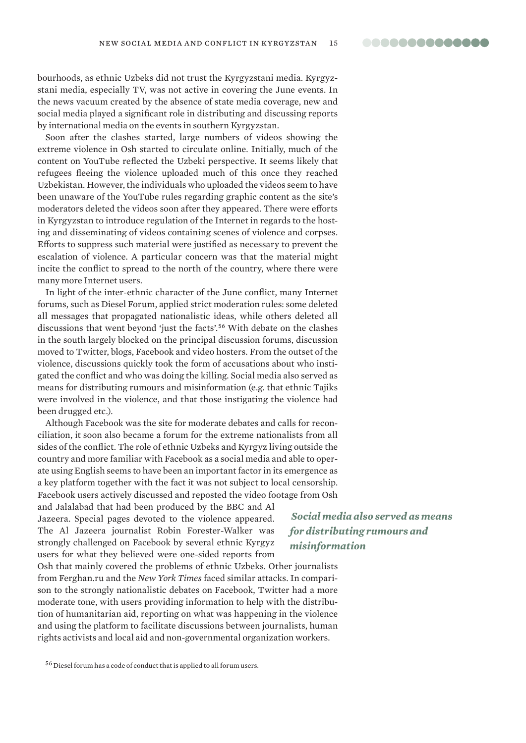bourhoods, as ethnic Uzbeks did not trust the Kyrgyzstani media. Kyrgyzstani media, especially TV, was not active in covering the June events. In the news vacuum created by the absence of state media coverage, new and social media played a significant role in distributing and discussing reports by international media on the events in southern Kyrgyzstan.

Soon after the clashes started, large numbers of videos showing the extreme violence in Osh started to circulate online. Initially, much of the content on YouTube reflected the Uzbeki perspective. It seems likely that refugees fleeing the violence uploaded much of this once they reached Uzbekistan. However, the individuals who uploaded the videos seem to have been unaware of the YouTube rules regarding graphic content as the site's moderators deleted the videos soon after they appeared. There were efforts in Kyrgyzstan to introduce regulation of the Internet in regards to the hosting and disseminating of videos containing scenes of violence and corpses. Efforts to suppress such material were justified as necessary to prevent the escalation of violence. A particular concern was that the material might incite the conflict to spread to the north of the country, where there were many more Internet users.

In light of the inter-ethnic character of the June conflict, many Internet forums, such as Diesel Forum, applied strict moderation rules: some deleted all messages that propagated nationalistic ideas, while others deleted all discussions that went beyond 'just the facts'.[56] With debate on the clashes in the south largely blocked on the principal discussion forums, discussion moved to Twitter, blogs, Facebook and video hosters. From the outset of the violence, discussions quickly took the form of accusations about who instigated the conflict and who was doing the killing. Social media also served as means for distributing rumours and misinformation (e.g. that ethnic Tajiks were involved in the violence, and that those instigating the violence had been drugged etc.).

Although Facebook was the site for moderate debates and calls for reconciliation, it soon also became a forum for the extreme nationalists from all sides of the conflict. The role of ethnic Uzbeks and Kyrgyz living outside the country and more familiar with Facebook as a social media and able to operate using English seems to have been an important factor in its emergence as a key platform together with the fact it was not subject to local censorship. Facebook users actively discussed and reposted the video footage from Osh and Jalalabad that had been produced by the BBC and Al Jazeera. Special pages devoted to the violence appeared. The Al Jazeera journalist Robin Forester-Walker was strongly challenged on Facebook by several ethnic Kyrgyz users for what they believed were one-sided reports from Osh that mainly covered the problems of ethnic Uzbeks. Other journalists from Ferghan.ru and the *New York Times* faced similar attacks. In comparison to the strongly nationalistic debates on Facebook, Twitter had a more moderate tone, with users providing information to help with the distribution of humanitarian aid, reporting on what was happening in the violence and using the platform to facilitate discussions between journalists, human rights activists and local aid and non-governmental organization workers.

*Social media also served as means for distributing rumours and misinformation*

[56] Diesel forum has a code of conduct that is applied to all forum users.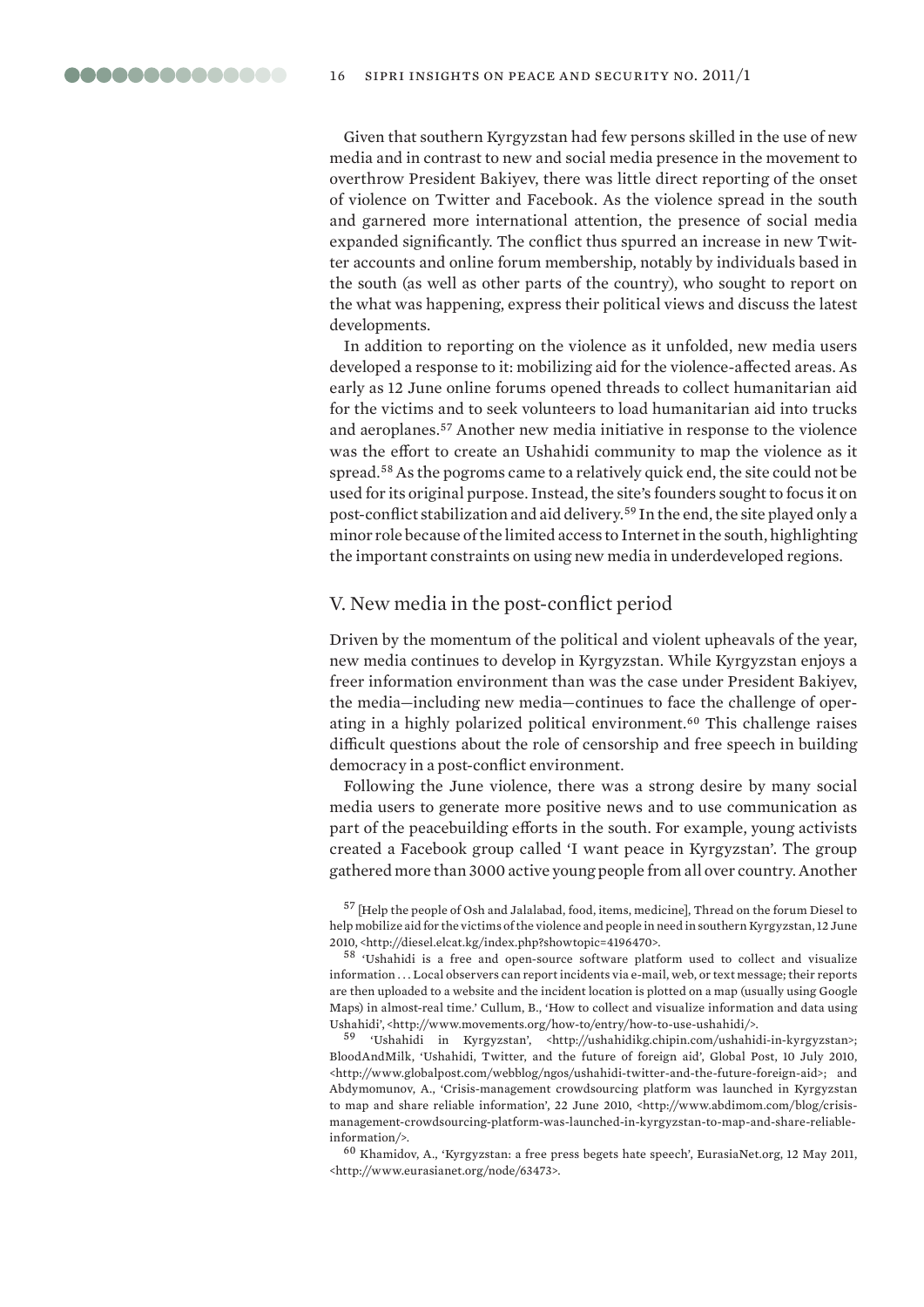Given that southern Kyrgyzstan had few persons skilled in the use of new media and in contrast to new and social media presence in the movement to overthrow President Bakiyev, there was little direct reporting of the onset of violence on Twitter and Facebook. As the violence spread in the south and garnered more international attention, the presence of social media expanded significantly. The conflict thus spurred an increase in new Twitter accounts and online forum membership, notably by individuals based in the south (as well as other parts of the country), who sought to report on the what was happening, express their political views and discuss the latest developments.

In addition to reporting on the violence as it unfolded, new media users developed a response to it: mobilizing aid for the violence-affected areas. As early as 12 June online forums opened threads to collect humanitarian aid for the victims and to seek volunteers to load humanitarian aid into trucks and aeroplanes.[57] Another new media initiative in response to the violence was the effort to create an Ushahidi community to map the violence as it spread.[58] As the pogroms came to a relatively quick end, the site could not be used for its original purpose. Instead, the site's founders sought to focus it on post-conflict stabilization and aid delivery.[59] In the end, the site played only a minor role because of the limited access to Internet in the south, highlighting the important constraints on using new media in underdeveloped regions.

## V. New media in the post-conflict period

Driven by the momentum of the political and violent upheavals of the year, new media continues to develop in Kyrgyzstan. While Kyrgyzstan enjoys a freer information environment than was the case under President Bakiyev, the media—including new media—continues to face the challenge of operating in a highly polarized political environment.[60] This challenge raises difficult questions about the role of censorship and free speech in building democracy in a post-conflict environment.

Following the June violence, there was a strong desire by many social media users to generate more positive news and to use communication as part of the peacebuilding efforts in the south. For example, young activists created a Facebook group called 'I want peace in Kyrgyzstan'. The group gathered more than 3000 active young people from all over country. Another

[57] [Help the people of Osh and Jalalabad, food, items, medicine], Thread on the forum Diesel to help mobilize aid for the victims of the violence and people in need in southern Kyrgyzstan, 12 June 2010, <http://diesel.elcat.kg/index.php?showtopic=4196470>.

[58] 'Ushahidi is a free and open-source software platform used to collect and visualize information . . . Local observers can report incidents via e-mail, web, or text message; their reports are then uploaded to a website and the incident location is plotted on a map (usually using Google Maps) in almost-real time.' Cullum, B., 'How to collect and visualize information and data using Ushahidi', <http://www.movements.org/how-to/entry/how-to-use-ushahidi/>.

[59] 'Ushahidi in Kyrgyzstan', <http://ushahidikg.chipin.com/ushahidi-in-kyrgyzstan>; BloodAndMilk, 'Ushahidi, Twitter, and the future of foreign aid', Global Post, 10 July 2010, <http://www.globalpost.com/webblog/ngos/ushahidi-twitter-and-the-future-foreign-aid>; and Abdymomunov, A., 'Crisis-management crowdsourcing platform was launched in Kyrgyzstan to map and share reliable information', 22 June 2010, <http://www.abdimom.com/blog/crisis-management-crowdsourcing-platform-was-launched-in-kyrgyzstan-to-map-and-share-reliable-information/>.

[60] Khamidov, A., 'Kyrgyzstan: a free press begets hate speech', EurasiaNet.org, 12 May 2011, <http://www.eurasianet.org/node/63473>.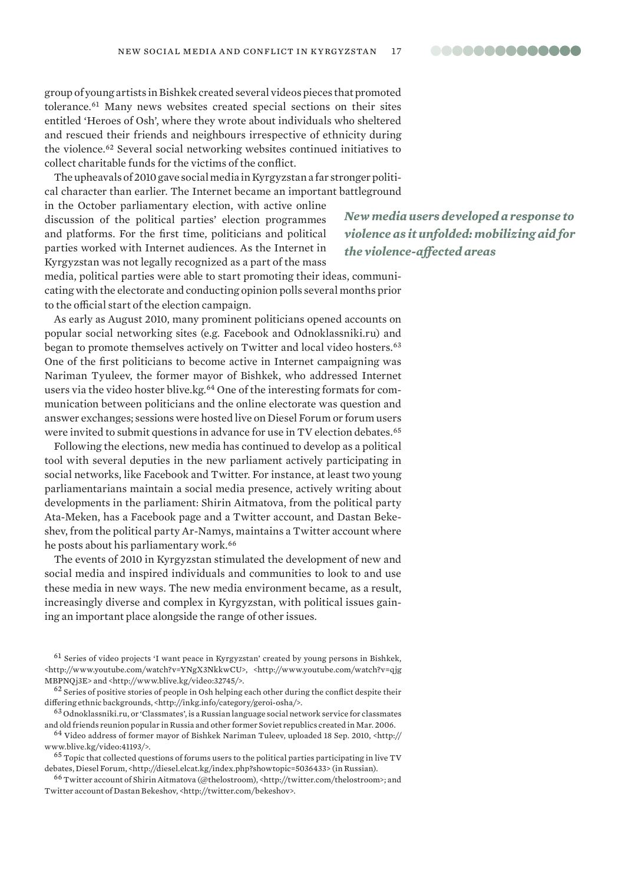group of young artists in Bishkek created several videos pieces that promoted tolerance.[61] Many news websites created special sections on their sites entitled 'Heroes of Osh', where they wrote about individuals who sheltered and rescued their friends and neighbours irrespective of ethnicity during the violence.[62] Several social networking websites continued initiatives to collect charitable funds for the victims of the conflict.

The upheavals of 2010 gave social media in Kyrgyzstan a far stronger political character than earlier. The Internet became an important battleground in the October parliamentary election, with active online discussion of the political parties' election programmes and platforms. For the first time, politicians and political parties worked with Internet audiences. As the Internet in Kyrgyzstan was not legally recognized as a part of the mass media, political parties were able to start promoting their ideas, communicating with the electorate and conducting opinion polls several months prior to the official start of the election campaign.

***New media users developed a response to violence as it unfolded: mobilizing aid for the violence-affected areas***

As early as August 2010, many prominent politicians opened accounts on popular social networking sites (e.g. Facebook and Odnoklassniki.ru) and began to promote themselves actively on Twitter and local video hosters.[63] One of the first politicians to become active in Internet campaigning was Nariman Tyuleev, the former mayor of Bishkek, who addressed Internet users via the video hoster blive.kg.[64] One of the interesting formats for communication between politicians and the online electorate was question and answer exchanges; sessions were hosted live on Diesel Forum or forum users were invited to submit questions in advance for use in TV election debates.[65]

Following the elections, new media has continued to develop as a political tool with several deputies in the new parliament actively participating in social networks, like Facebook and Twitter. For instance, at least two young parliamentarians maintain a social media presence, actively writing about developments in the parliament: Shirin Aitmatova, from the political party Ata-Meken, has a Facebook page and a Twitter account, and Dastan Bekeshev, from the political party Ar-Namys, maintains a Twitter account where he posts about his parliamentary work.[66]

The events of 2010 in Kyrgyzstan stimulated the development of new and social media and inspired individuals and communities to look to and use these media in new ways. The new media environment became, as a result, increasingly diverse and complex in Kyrgyzstan, with political issues gaining an important place alongside the range of other issues.

[61] Series of video projects 'I want peace in Kyrgyzstan' created by young persons in Bishkek, <http://www.youtube.com/watch?v=YNgX3NkkwCU>, <http://www.youtube.com/watch?v=qjgMBPNQj3E> and <http://www.blive.kg/video:32745/>.

[62] Series of positive stories of people in Osh helping each other during the conflict despite their differing ethnic backgrounds, <http://inkg.info/category/geroi-osha/>.

[63] Odnoklassniki.ru, or 'Classmates', is a Russian language social network service for classmates and old friends reunion popular in Russia and other former Soviet republics created in Mar. 2006.

[64] Video address of former mayor of Bishkek Nariman Tuleev, uploaded 18 Sep. 2010, <http://www.blive.kg/video:41193/>.

[65] Topic that collected questions of forums users to the political parties participating in live TV debates, Diesel Forum, <http://diesel.elcat.kg/index.php?showtopic=5036433> (in Russian).

[66] Twitter account of Shirin Aitmatova (@thelostroom), <http://twitter.com/thelostroom>; and Twitter account of Dastan Bekeshov, <http://twitter.com/bekeshov>.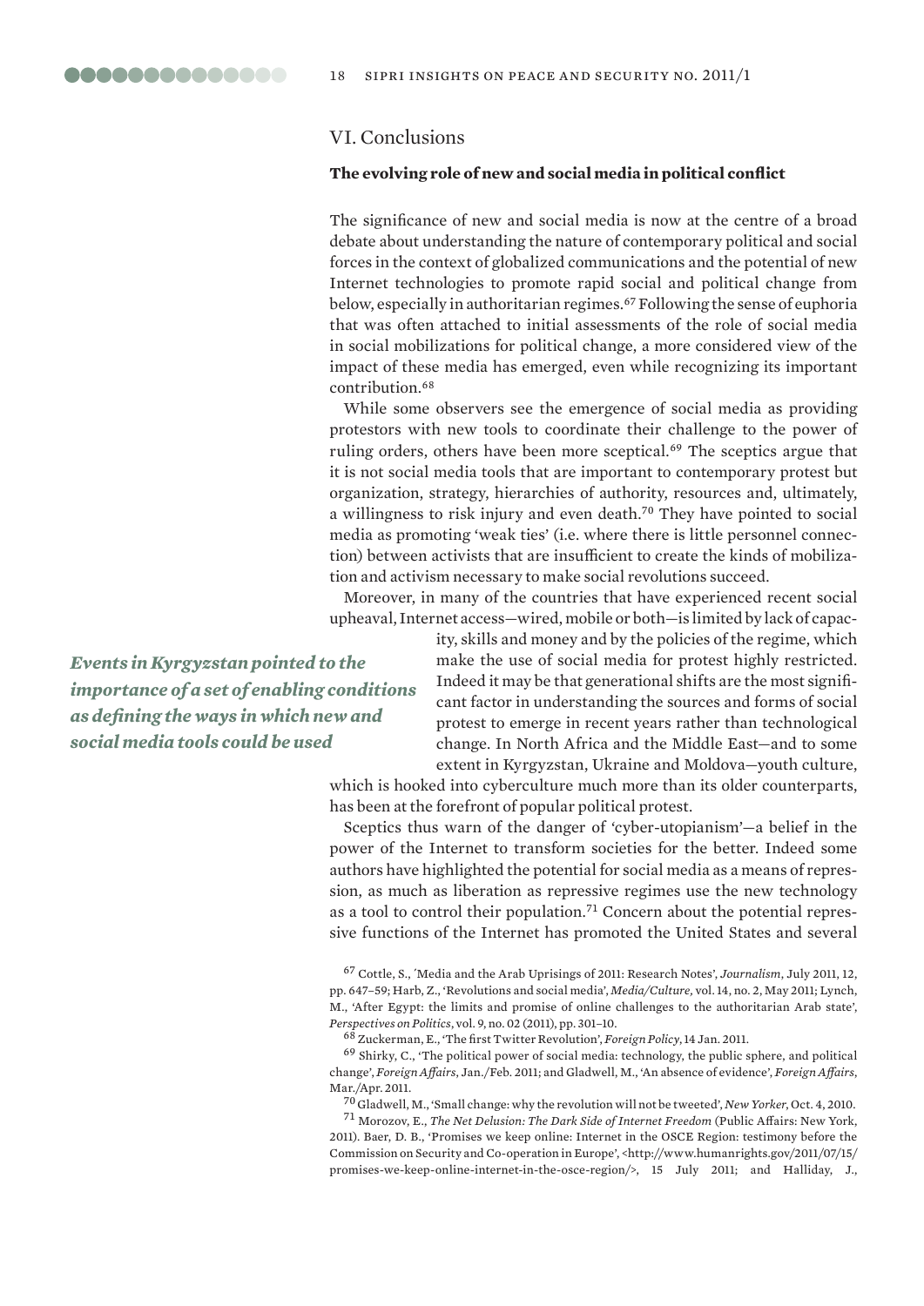## VI. Conclusions

### The evolving role of new and social media in political conflict

The significance of new and social media is now at the centre of a broad debate about understanding the nature of contemporary political and social forces in the context of globalized communications and the potential of new Internet technologies to promote rapid social and political change from below, especially in authoritarian regimes.[67] Following the sense of euphoria that was often attached to initial assessments of the role of social media in social mobilizations for political change, a more considered view of the impact of these media has emerged, even while recognizing its important contribution.[68]

While some observers see the emergence of social media as providing protestors with new tools to coordinate their challenge to the power of ruling orders, others have been more sceptical.[69] The sceptics argue that it is not social media tools that are important to contemporary protest but organization, strategy, hierarchies of authority, resources and, ultimately, a willingness to risk injury and even death.[70] They have pointed to social media as promoting 'weak ties' (i.e. where there is little personnel connection) between activists that are insufficient to create the kinds of mobilization and activism necessary to make social revolutions succeed.

Moreover, in many of the countries that have experienced recent social upheaval, Internet access—wired, mobile or both—is limited by lack of capacity, skills and money and by the policies of the regime, which make the use of social media for protest highly restricted. Indeed it may be that generational shifts are the most significant factor in understanding the sources and forms of social protest to emerge in recent years rather than technological change. In North Africa and the Middle East—and to some extent in Kyrgyzstan, Ukraine and Moldova—youth culture, which is hooked into cyberculture much more than its older counterparts, has been at the forefront of popular political protest.

***Events in Kyrgyzstan pointed to the importance of a set of enabling conditions as defining the ways in which new and social media tools could be used***

Sceptics thus warn of the danger of 'cyber-utopianism'—a belief in the power of the Internet to transform societies for the better. Indeed some authors have highlighted the potential for social media as a means of repression, as much as liberation as repressive regimes use the new technology as a tool to control their population.[71] Concern about the potential repressive functions of the Internet has promoted the United States and several

---

[67] Cottle, S., 'Media and the Arab Uprisings of 2011: Research Notes', *Journalism*, July 2011, 12, pp. 647–59; Harb, Z., 'Revolutions and social media', *Media/Culture*, vol. 14, no. 2, May 2011; Lynch, M., 'After Egypt: the limits and promise of online challenges to the authoritarian Arab state', *Perspectives on Politics*, vol. 9, no. 02 (2011), pp. 301–10.

[68] Zuckerman, E., 'The first Twitter Revolution', *Foreign Policy*, 14 Jan. 2011.

[69] Shirky, C., 'The political power of social media: technology, the public sphere, and political change', *Foreign Affairs*, Jan./Feb. 2011; and Gladwell, M., 'An absence of evidence', *Foreign Affairs*, Mar./Apr. 2011.

[70] Gladwell, M., 'Small change: why the revolution will not be tweeted', *New Yorker*, Oct. 4, 2010.

[71] Morozov, E., *The Net Delusion: The Dark Side of Internet Freedom* (Public Affairs: New York, 2011). Baer, D. B., 'Promises we keep online: Internet in the OSCE Region: testimony before the Commission on Security and Co-operation in Europe', <http://www.humanrights.gov/2011/07/15/promises-we-keep-online-internet-in-the-osce-region/>, 15 July 2011; and Halliday, J.,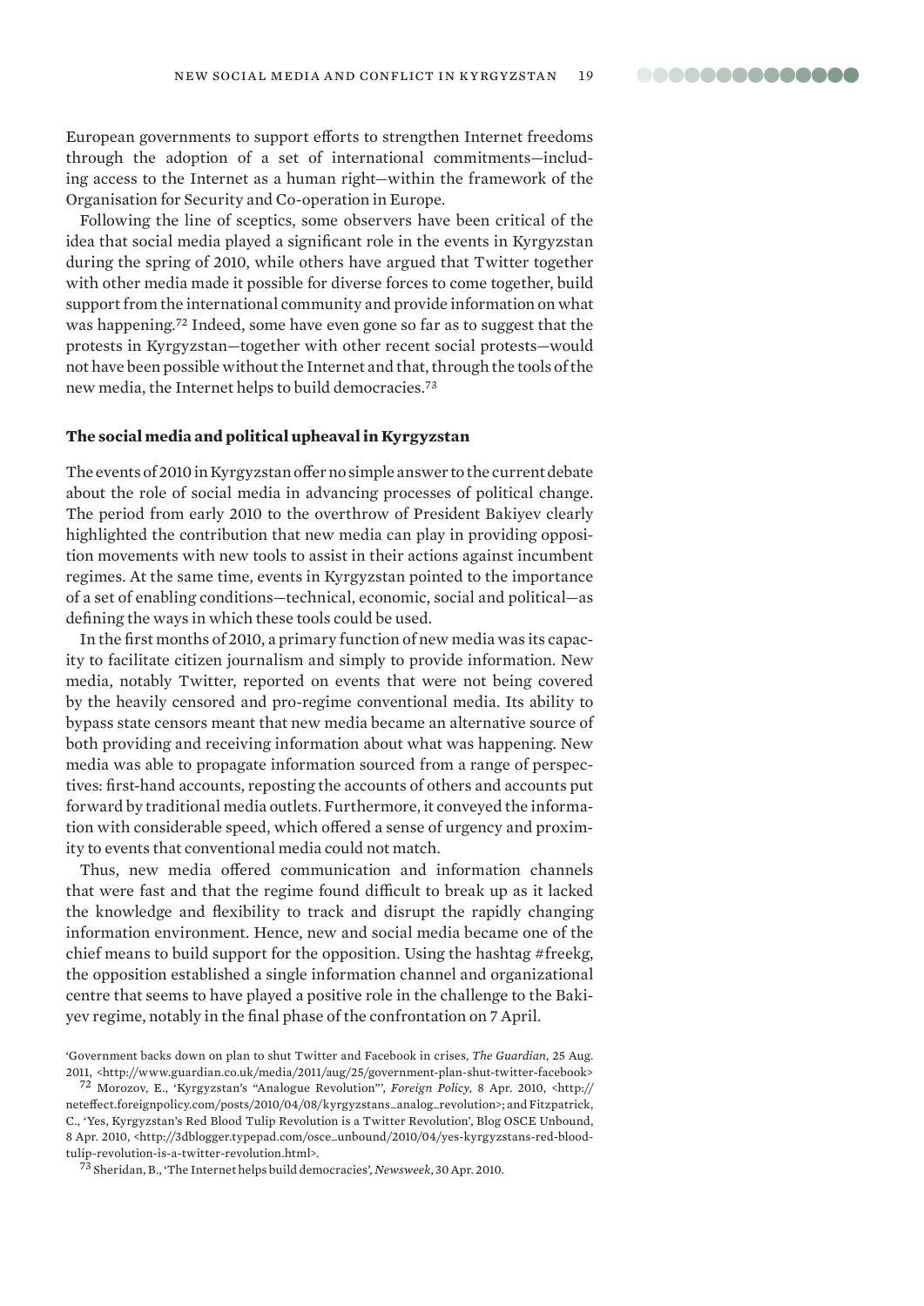European governments to support efforts to strengthen Internet freedoms through the adoption of a set of international commitments—including access to the Internet as a human right—within the framework of the Organisation for Security and Co-operation in Europe.

Following the line of sceptics, some observers have been critical of the idea that social media played a significant role in the events in Kyrgyzstan during the spring of 2010, while others have argued that Twitter together with other media made it possible for diverse forces to come together, build support from the international community and provide information on what was happening.[72] Indeed, some have even gone so far as to suggest that the protests in Kyrgyzstan—together with other recent social protests—would not have been possible without the Internet and that, through the tools of the new media, the Internet helps to build democracies.[73]

### The social media and political upheaval in Kyrgyzstan

The events of 2010 in Kyrgyzstan offer no simple answer to the current debate about the role of social media in advancing processes of political change. The period from early 2010 to the overthrow of President Bakiyev clearly highlighted the contribution that new media can play in providing opposition movements with new tools to assist in their actions against incumbent regimes. At the same time, events in Kyrgyzstan pointed to the importance of a set of enabling conditions—technical, economic, social and political—as defining the ways in which these tools could be used.

In the first months of 2010, a primary function of new media was its capacity to facilitate citizen journalism and simply to provide information. New media, notably Twitter, reported on events that were not being covered by the heavily censored and pro-regime conventional media. Its ability to bypass state censors meant that new media became an alternative source of both providing and receiving information about what was happening. New media was able to propagate information sourced from a range of perspectives: first-hand accounts, reposting the accounts of others and accounts put forward by traditional media outlets. Furthermore, it conveyed the information with considerable speed, which offered a sense of urgency and proximity to events that conventional media could not match.

Thus, new media offered communication and information channels that were fast and that the regime found difficult to break up as it lacked the knowledge and flexibility to track and disrupt the rapidly changing information environment. Hence, new and social media became one of the chief means to build support for the opposition. Using the hashtag #freekg, the opposition established a single information channel and organizational centre that seems to have played a positive role in the challenge to the Bakiyev regime, notably in the final phase of the confrontation on 7 April.

'Government backs down on plan to shut Twitter and Facebook in crises, *The Guardian*, 25 Aug. 2011, <http://www.guardian.co.uk/media/2011/aug/25/government-plan-shut-twitter-facebook>

[72] Morozov, E., 'Kyrgyzstan's "Analogue Revolution"', *Foreign Policy*, 8 Apr. 2010, <http://neteffect.foreignpolicy.com/posts/2010/04/08/kyrgyzstans_analog_revolution>; and Fitzpatrick, C., 'Yes, Kyrgyzstan's Red Blood Tulip Revolution is a Twitter Revolution', Blog OSCE Unbound, 8 Apr. 2010, <http://3dblogger.typepad.com/osce_unbound/2010/04/yes-kyrgyzstans-red-blood-tulip-revolution-is-a-twitter-revolution.html>.

[73] Sheridan, B., 'The Internet helps build democracies', *Newsweek*, 30 Apr. 2010.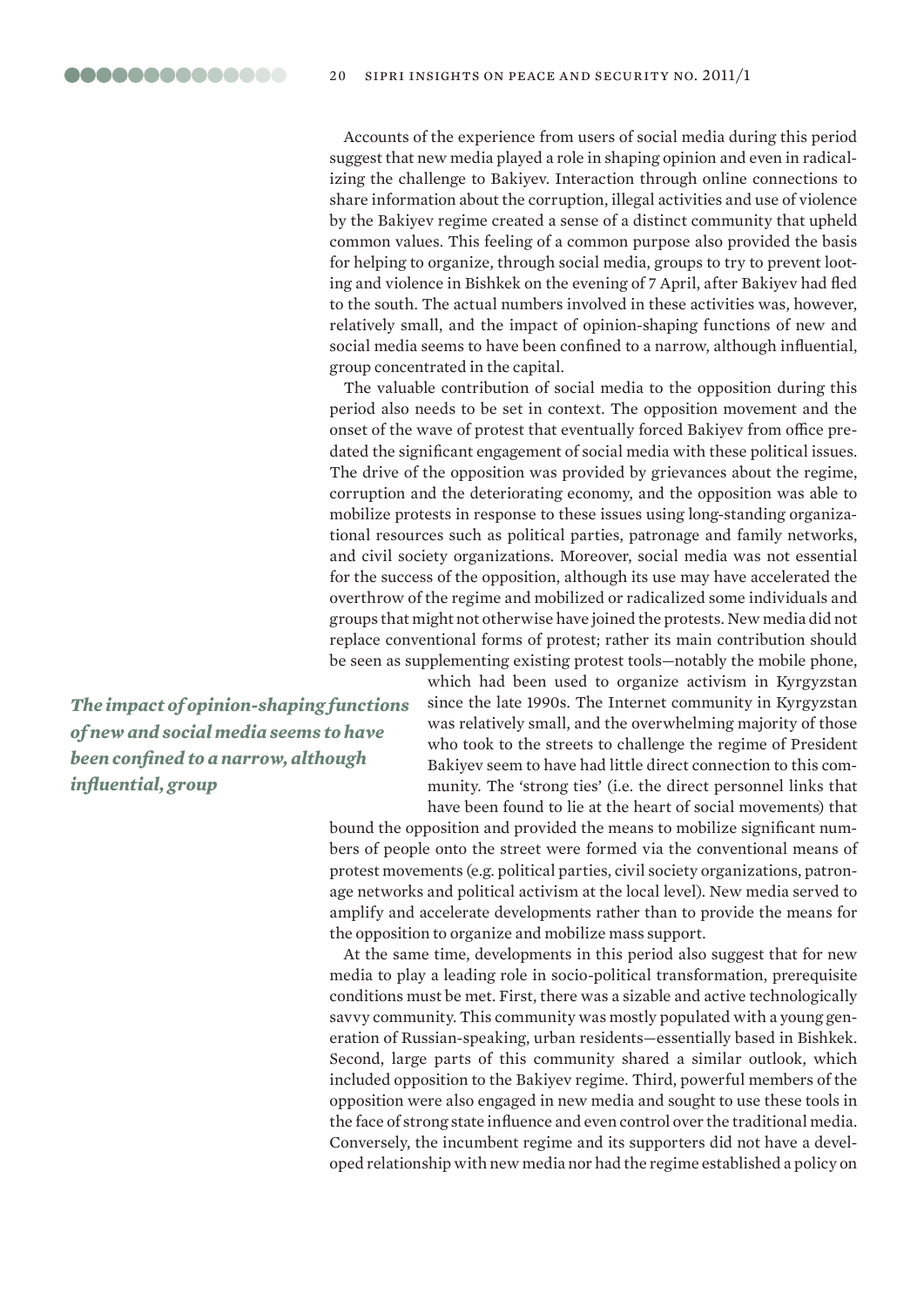Accounts of the experience from users of social media during this period suggest that new media played a role in shaping opinion and even in radicalizing the challenge to Bakiyev. Interaction through online connections to share information about the corruption, illegal activities and use of violence by the Bakiyev regime created a sense of a distinct community that upheld common values. This feeling of a common purpose also provided the basis for helping to organize, through social media, groups to try to prevent looting and violence in Bishkek on the evening of 7 April, after Bakiyev had fled to the south. The actual numbers involved in these activities was, however, relatively small, and the impact of opinion-shaping functions of new and social media seems to have been confined to a narrow, although influential, group concentrated in the capital.

The valuable contribution of social media to the opposition during this period also needs to be set in context. The opposition movement and the onset of the wave of protest that eventually forced Bakiyev from office predated the significant engagement of social media with these political issues. The drive of the opposition was provided by grievances about the regime, corruption and the deteriorating economy, and the opposition was able to mobilize protests in response to these issues using long-standing organizational resources such as political parties, patronage and family networks, and civil society organizations. Moreover, social media was not essential for the success of the opposition, although its use may have accelerated the overthrow of the regime and mobilized or radicalized some individuals and groups that might not otherwise have joined the protests. New media did not replace conventional forms of protest; rather its main contribution should be seen as supplementing existing protest tools—notably the mobile phone, which had been used to organize activism in Kyrgyzstan since the late 1990s. The Internet community in Kyrgyzstan was relatively small, and the overwhelming majority of those who took to the streets to challenge the regime of President Bakiyev seem to have had little direct connection to this community. The 'strong ties' (i.e. the direct personnel links that have been found to lie at the heart of social movements) that bound the opposition and provided the means to mobilize significant numbers of people onto the street were formed via the conventional means of protest movements (e.g. political parties, civil society organizations, patronage networks and political activism at the local level). New media served to amplify and accelerate developments rather than to provide the means for the opposition to organize and mobilize mass support.

***The impact of opinion-shaping functions of new and social media seems to have been confined to a narrow, although influential, group***

At the same time, developments in this period also suggest that for new media to play a leading role in socio-political transformation, prerequisite conditions must be met. First, there was a sizable and active technologically savvy community. This community was mostly populated with a young generation of Russian-speaking, urban residents—essentially based in Bishkek. Second, large parts of this community shared a similar outlook, which included opposition to the Bakiyev regime. Third, powerful members of the opposition were also engaged in new media and sought to use these tools in the face of strong state influence and even control over the traditional media. Conversely, the incumbent regime and its supporters did not have a developed relationship with new media nor had the regime established a policy on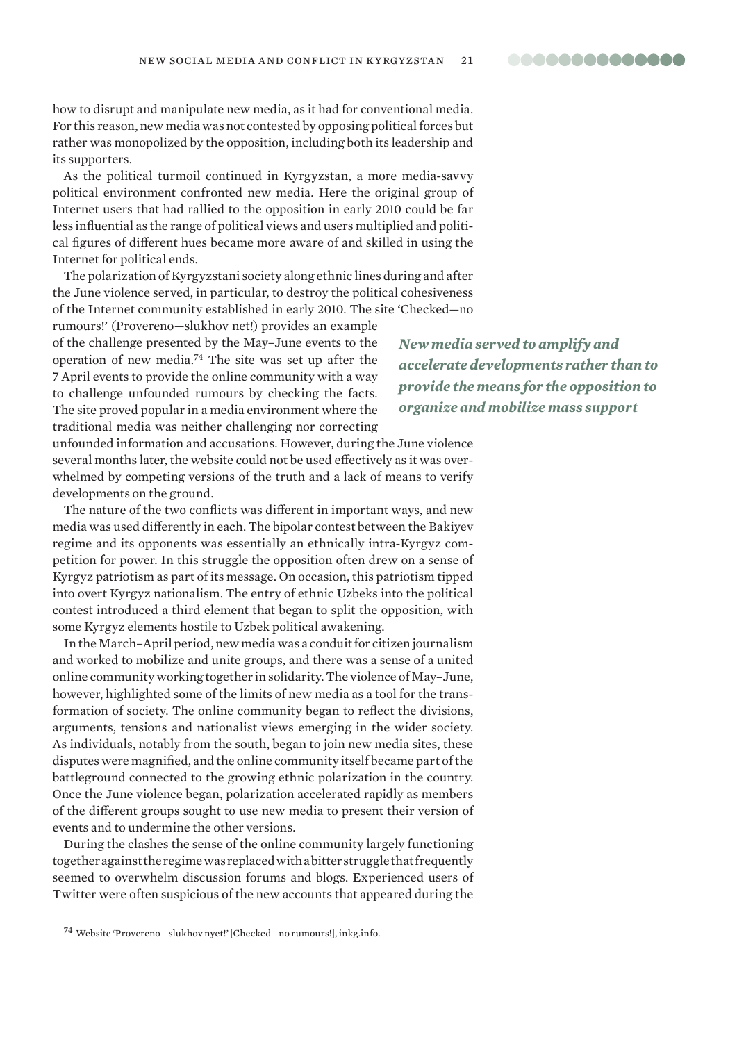how to disrupt and manipulate new media, as it had for conventional media. For this reason, new media was not contested by opposing political forces but rather was monopolized by the opposition, including both its leadership and its supporters.

As the political turmoil continued in Kyrgyzstan, a more media-savvy political environment confronted new media. Here the original group of Internet users that had rallied to the opposition in early 2010 could be far less influential as the range of political views and users multiplied and political figures of different hues became more aware of and skilled in using the Internet for political ends.

The polarization of Kyrgyzstani society along ethnic lines during and after the June violence served, in particular, to destroy the political cohesiveness of the Internet community established in early 2010. The site 'Checked—no rumours!' (Provereno—slukhov net!) provides an example of the challenge presented by the May–June events to the operation of new media.[74] The site was set up after the 7 April events to provide the online community with a way to challenge unfounded rumours by checking the facts. The site proved popular in a media environment where the traditional media was neither challenging nor correcting unfounded information and accusations. However, during the June violence several months later, the website could not be used effectively as it was overwhelmed by competing versions of the truth and a lack of means to verify developments on the ground.

***New media served to amplify and accelerate developments rather than to provide the means for the opposition to organize and mobilize mass support***

The nature of the two conflicts was different in important ways, and new media was used differently in each. The bipolar contest between the Bakiyev regime and its opponents was essentially an ethnically intra-Kyrgyz competition for power. In this struggle the opposition often drew on a sense of Kyrgyz patriotism as part of its message. On occasion, this patriotism tipped into overt Kyrgyz nationalism. The entry of ethnic Uzbeks into the political contest introduced a third element that began to split the opposition, with some Kyrgyz elements hostile to Uzbek political awakening.

In the March–April period, new media was a conduit for citizen journalism and worked to mobilize and unite groups, and there was a sense of a united online community working together in solidarity. The violence of May–June, however, highlighted some of the limits of new media as a tool for the transformation of society. The online community began to reflect the divisions, arguments, tensions and nationalist views emerging in the wider society. As individuals, notably from the south, began to join new media sites, these disputes were magnified, and the online community itself became part of the battleground connected to the growing ethnic polarization in the country. Once the June violence began, polarization accelerated rapidly as members of the different groups sought to use new media to present their version of events and to undermine the other versions.

During the clashes the sense of the online community largely functioning together against the regime was replaced with a bitter struggle that frequently seemed to overwhelm discussion forums and blogs. Experienced users of Twitter were often suspicious of the new accounts that appeared during the

[74] Website 'Provereno—slukhov nyet!' [Checked—no rumours!], inkg.info.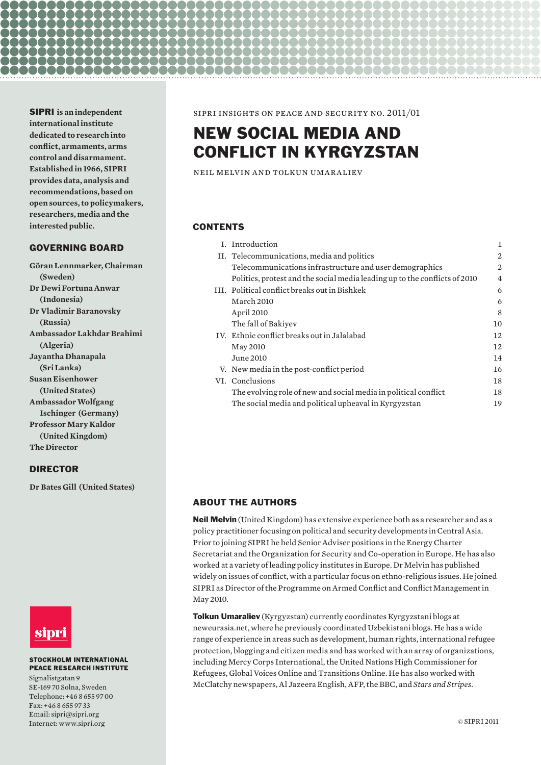**SIPRI** is an independent international institute dedicated to research into conflict, armaments, arms control and disarmament. Established in 1966, SIPRI provides data, analysis and recommendations, based on open sources, to policymakers, researchers, media and the interested public.

## GOVERNING BOARD

**Göran Lennmarker, Chairman (Sweden)**
**Dr Dewi Fortuna Anwar (Indonesia)**
**Dr Vladimir Baranovsky (Russia)**
**Ambassador Lakhdar Brahimi (Algeria)**
**Jayantha Dhanapala (Sri Lanka)**
**Susan Eisenhower (United States)**
**Ambassador Wolfgang Ischinger (Germany)**
**Professor Mary Kaldor (United Kingdom)**
**The Director**

## DIRECTOR

**Dr Bates Gill (United States)**

**STOCKHOLM INTERNATIONAL PEACE RESEARCH INSTITUTE**

Signalistgatan 9
SE-169 70 Solna, Sweden
Telephone: +46 8 655 97 00
Fax: +46 8 655 97 33
Email: sipri@sipri.org
Internet: www.sipri.org

SIPRI INSIGHTS ON PEACE AND SECURITY NO. 2011/01

# NEW SOCIAL MEDIA AND CONFLICT IN KYRGYZSTAN

NEIL MELVIN AND TOLKUN UMARALIEV

## CONTENTS

| | | |
|---|---|---|
| I. | Introduction | 1 |
| II. | Telecommunications, media and politics | 2 |
| | Telecommunications infrastructure and user demographics | 2 |
| | Politics, protest and the social media leading up to the conflicts of 2010 | 4 |
| III. | Political conflict breaks out in Bishkek | 6 |
| | March 2010 | 6 |
| | April 2010 | 8 |
| | The fall of Bakiyev | 10 |
| IV. | Ethnic conflict breaks out in Jalalabad | 12 |
| | May 2010 | 12 |
| | June 2010 | 14 |
| V. | New media in the post-conflict period | 16 |
| VI. | Conclusions | 18 |
| | The evolving role of new and social media in political conflict | 18 |
| | The social media and political upheaval in Kyrgyzstan | 19 |

## ABOUT THE AUTHORS

**Neil Melvin** (United Kingdom) has extensive experience both as a researcher and as a policy practitioner focusing on political and security developments in Central Asia. Prior to joining SIPRI he held Senior Adviser positions in the Energy Charter Secretariat and the Organization for Security and Co-operation in Europe. He has also worked at a variety of leading policy institutes in Europe. Dr Melvin has published widely on issues of conflict, with a particular focus on ethno-religious issues. He joined SIPRI as Director of the Programme on Armed Conflict and Conflict Management in May 2010.

**Tolkun Umaraliev** (Kyrgyzstan) currently coordinates Kyrgyzstani blogs at neweurasia.net, where he previously coordinated Uzbekistani blogs. He has a wide range of experience in areas such as development, human rights, international refugee protection, blogging and citizen media and has worked with an array of organizations, including Mercy Corps International, the United Nations High Commissioner for Refugees, Global Voices Online and Transitions Online. He has also worked with McClatchy newspapers, Al Jazeera English, AFP, the BBC, and *Stars and Stripes*.

© SIPRI 2011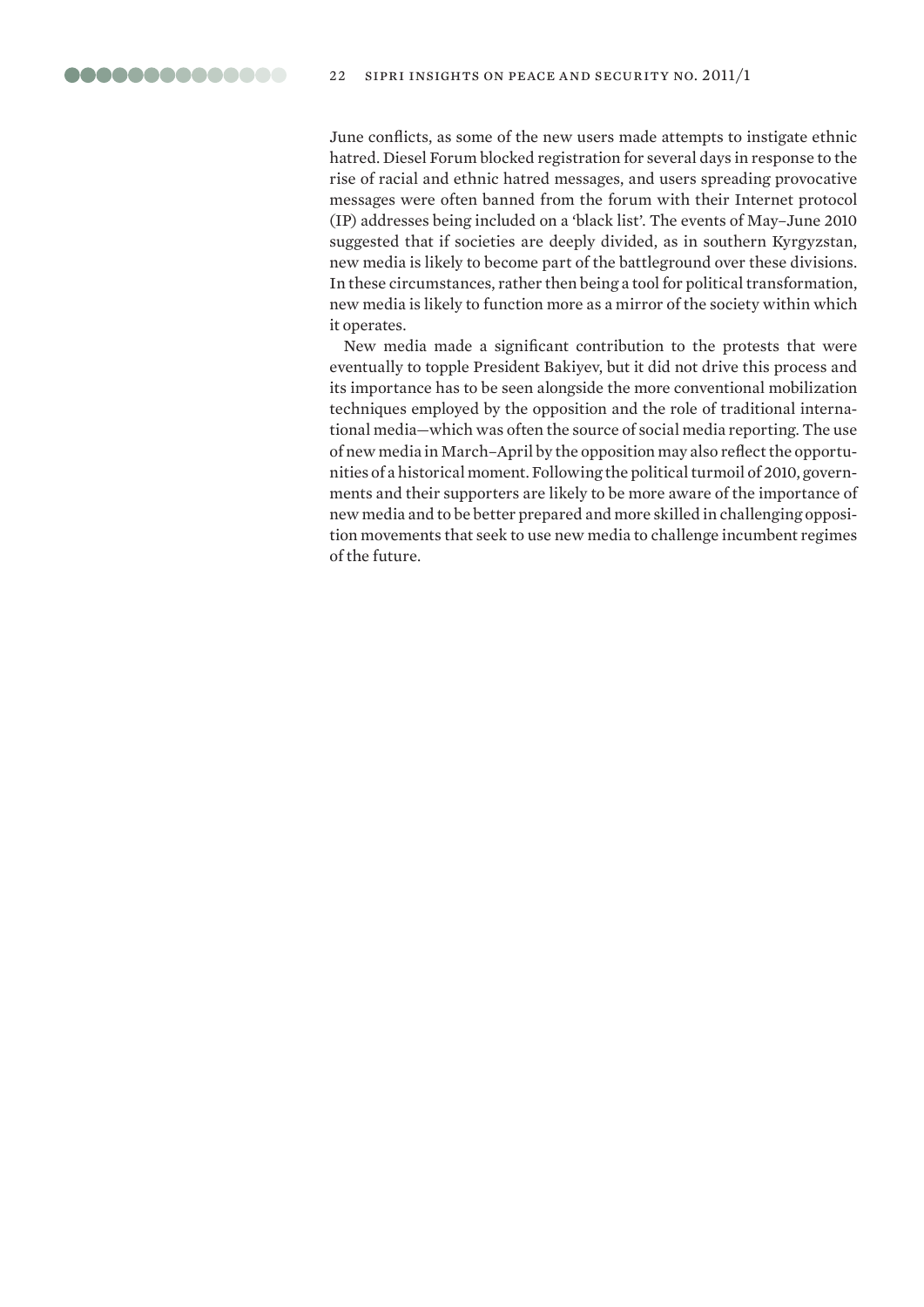June conflicts, as some of the new users made attempts to instigate ethnic hatred. Diesel Forum blocked registration for several days in response to the rise of racial and ethnic hatred messages, and users spreading provocative messages were often banned from the forum with their Internet protocol (IP) addresses being included on a 'black list'. The events of May–June 2010 suggested that if societies are deeply divided, as in southern Kyrgyzstan, new media is likely to become part of the battleground over these divisions. In these circumstances, rather then being a tool for political transformation, new media is likely to function more as a mirror of the society within which it operates.

New media made a significant contribution to the protests that were eventually to topple President Bakiyev, but it did not drive this process and its importance has to be seen alongside the more conventional mobilization techniques employed by the opposition and the role of traditional international media—which was often the source of social media reporting. The use of new media in March–April by the opposition may also reflect the opportunities of a historical moment. Following the political turmoil of 2010, governments and their supporters are likely to be more aware of the importance of new media and to be better prepared and more skilled in challenging opposition movements that seek to use new media to challenge incumbent regimes of the future.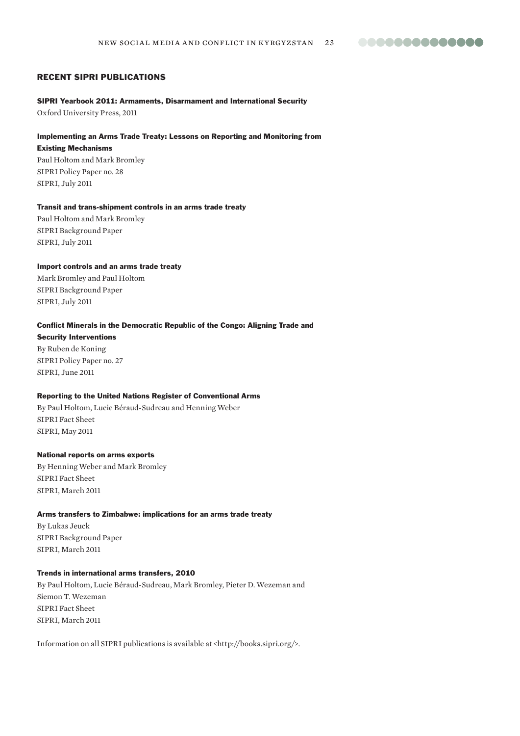## RECENT SIPRI PUBLICATIONS

**SIPRI Yearbook 2011: Armaments, Disarmament and International Security**
Oxford University Press, 2011

**Implementing an Arms Trade Treaty: Lessons on Reporting and Monitoring from Existing Mechanisms**
Paul Holtom and Mark Bromley
SIPRI Policy Paper no. 28
SIPRI, July 2011

**Transit and trans-shipment controls in an arms trade treaty**
Paul Holtom and Mark Bromley
SIPRI Background Paper
SIPRI, July 2011

**Import controls and an arms trade treaty**
Mark Bromley and Paul Holtom
SIPRI Background Paper
SIPRI, July 2011

**Conflict Minerals in the Democratic Republic of the Congo: Aligning Trade and Security Interventions**
By Ruben de Koning
SIPRI Policy Paper no. 27
SIPRI, June 2011

**Reporting to the United Nations Register of Conventional Arms**
By Paul Holtom, Lucie Béraud-Sudreau and Henning Weber
SIPRI Fact Sheet
SIPRI, May 2011

**National reports on arms exports**
By Henning Weber and Mark Bromley
SIPRI Fact Sheet
SIPRI, March 2011

**Arms transfers to Zimbabwe: implications for an arms trade treaty**
By Lukas Jeuck
SIPRI Background Paper
SIPRI, March 2011

**Trends in international arms transfers, 2010**
By Paul Holtom, Lucie Béraud-Sudreau, Mark Bromley, Pieter D. Wezeman and Siemon T. Wezeman
SIPRI Fact Sheet
SIPRI, March 2011

Information on all SIPRI publications is available at <http://books.sipri.org/>.